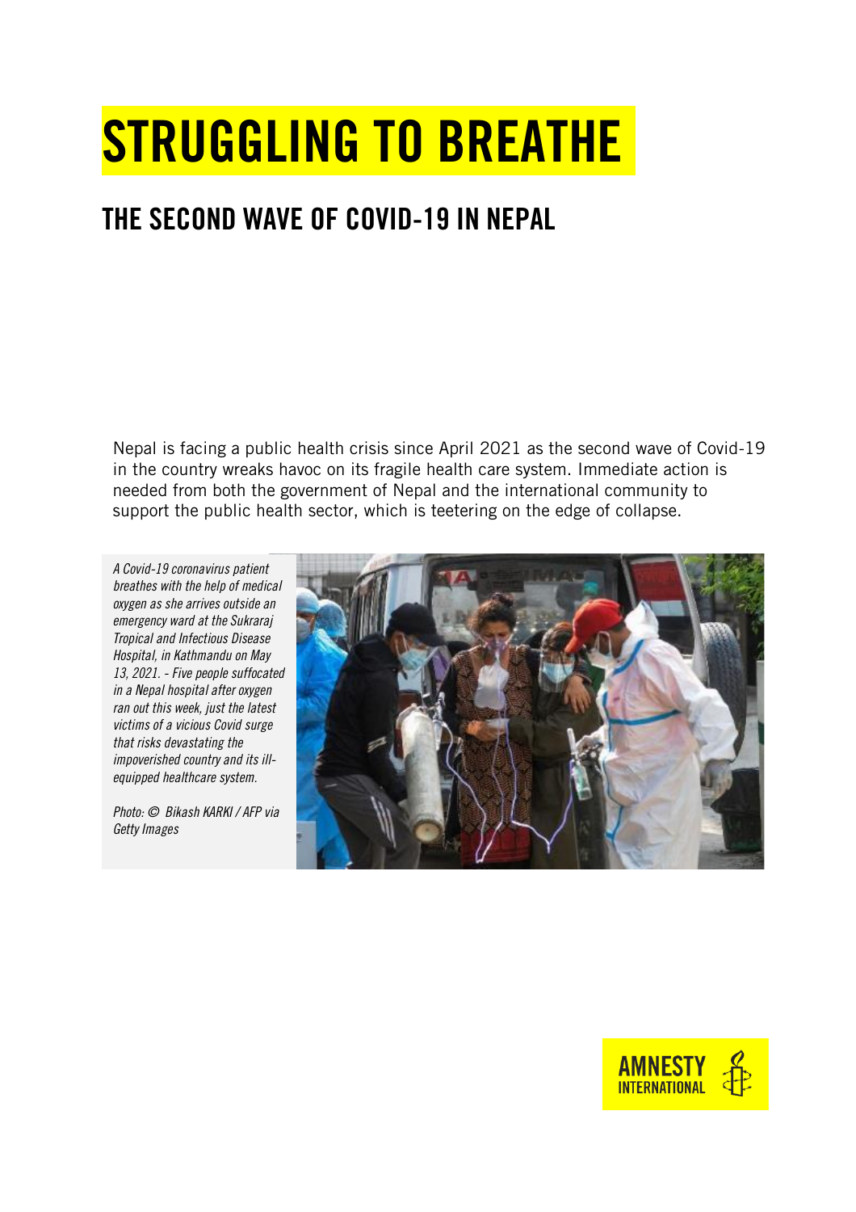# STRUGGLING TO BREATHE

## THE SECOND WAVE OF COVID-19 IN NEPAL

Nepal is facing a public health crisis since April 2021 as the second wave of Covid-19 in the country wreaks havoc on its fragile health care system. Immediate action is needed from both the government of Nepal and the international community to support the public health sector, which is teetering on the edge of collapse.

*A Covid-19 coronavirus patient breathes with the help of medical oxygen as she arrives outside an emergency ward at the Sukraraj Tropical and Infectious Disease Hospital, in Kathmandu on May 13, 2021. - Five people suffocated in a Nepal hospital after oxygen ran out this week, just the latest victims of a vicious Covid surge that risks devastating the impoverished country and its ill-equipped healthcare system.*

*Photo: © Bikash KARKI / AFP via Getty Images*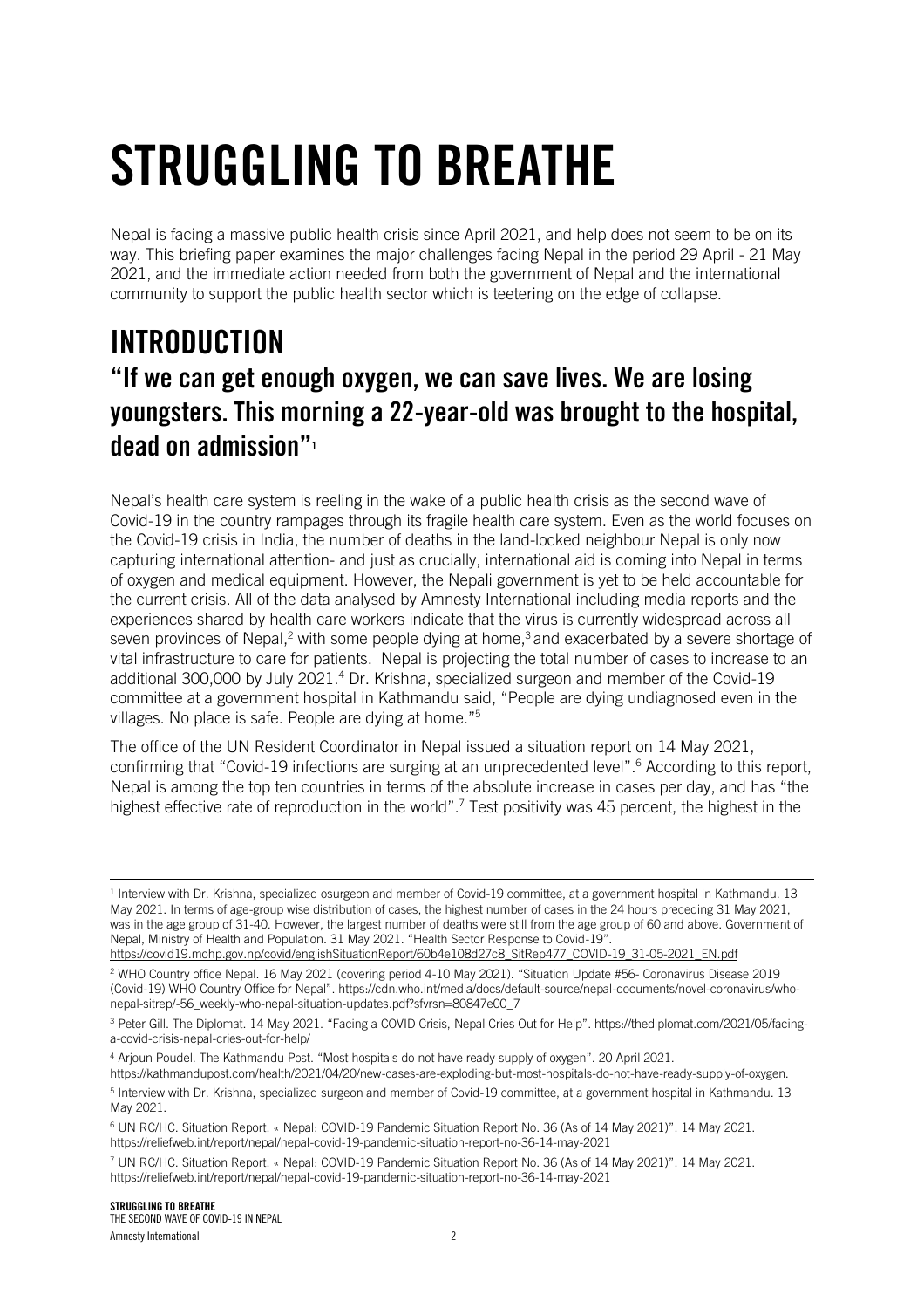# STRUGGLING TO BREATHE

Nepal is facing a massive public health crisis since April 2021, and help does not seem to be on its way. This briefing paper examines the major challenges facing Nepal in the period 29 April - 21 May 2021, and the immediate action needed from both the government of Nepal and the international community to support the public health sector which is teetering on the edge of collapse.

## INTRODUCTION

### "If we can get enough oxygen, we can save lives. We are losing youngsters. This morning a 22-year-old was brought to the hospital, dead on admission"[1]

Nepal's health care system is reeling in the wake of a public health crisis as the second wave of Covid-19 in the country rampages through its fragile health care system. Even as the world focuses on the Covid-19 crisis in India, the number of deaths in the land-locked neighbour Nepal is only now capturing international attention- and just as crucially, international aid is coming into Nepal in terms of oxygen and medical equipment. However, the Nepali government is yet to be held accountable for the current crisis. All of the data analysed by Amnesty International including media reports and the experiences shared by health care workers indicate that the virus is currently widespread across all seven provinces of Nepal,[2] with some people dying at home,[3] and exacerbated by a severe shortage of vital infrastructure to care for patients. Nepal is projecting the total number of cases to increase to an additional 300,000 by July 2021.[4] Dr. Krishna, specialized surgeon and member of the Covid-19 committee at a government hospital in Kathmandu said, "People are dying undiagnosed even in the villages. No place is safe. People are dying at home."[5]

The office of the UN Resident Coordinator in Nepal issued a situation report on 14 May 2021, confirming that "Covid-19 infections are surging at an unprecedented level".[6] According to this report, Nepal is among the top ten countries in terms of the absolute increase in cases per day, and has "the highest effective rate of reproduction in the world".[7] Test positivity was 45 percent, the highest in the

---

[1] Interview with Dr. Krishna, specialized osurgeon and member of Covid-19 committee, at a government hospital in Kathmandu. 13 May 2021. In terms of age-group wise distribution of cases, the highest number of cases in the 24 hours preceding 31 May 2021, was in the age group of 31-40. However, the largest number of deaths were still from the age group of 60 and above. Government of Nepal, Ministry of Health and Population. 31 May 2021. "Health Sector Response to Covid-19". https://covid19.mohp.gov.np/covid/englishSituationReport/60b4e108d27c8_SitRep477_COVID-19_31-05-2021_EN.pdf

[2] WHO Country office Nepal. 16 May 2021 (covering period 4-10 May 2021). "Situation Update #56- Coronavirus Disease 2019 (Covid-19) WHO Country Office for Nepal". https://cdn.who.int/media/docs/default-source/nepal-documents/novel-coronavirus/who-nepal-sitrep/-56_weekly-who-nepal-situation-updates.pdf?sfvrsn=80847e00_7

[3] Peter Gill. The Diplomat. 14 May 2021. "Facing a COVID Crisis, Nepal Cries Out for Help". https://thediplomat.com/2021/05/facing-a-covid-crisis-nepal-cries-out-for-help/

[4] Arjoun Poudel. The Kathmandu Post. "Most hospitals do not have ready supply of oxygen". 20 April 2021. https://kathmandupost.com/health/2021/04/20/new-cases-are-exploding-but-most-hospitals-do-not-have-ready-supply-of-oxygen.

[5] Interview with Dr. Krishna, specialized surgeon and member of Covid-19 committee, at a government hospital in Kathmandu. 13 May 2021.

[6] UN RC/HC. Situation Report. « Nepal: COVID-19 Pandemic Situation Report No. 36 (As of 14 May 2021)". 14 May 2021. https://reliefweb.int/report/nepal/nepal-covid-19-pandemic-situation-report-no-36-14-may-2021

[7] UN RC/HC. Situation Report. « Nepal: COVID-19 Pandemic Situation Report No. 36 (As of 14 May 2021)". 14 May 2021. https://reliefweb.int/report/nepal/nepal-covid-19-pandemic-situation-report-no-36-14-may-2021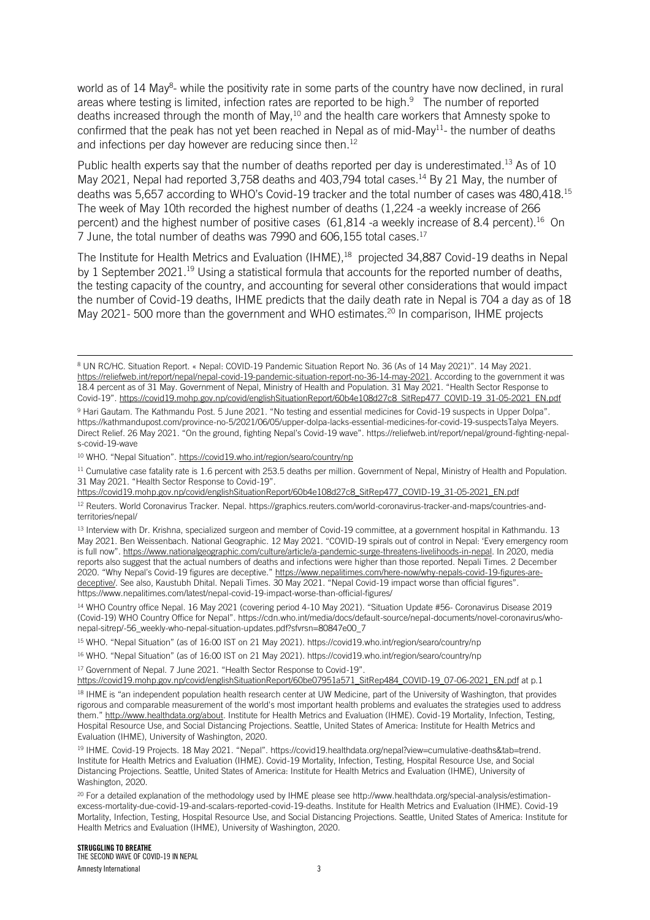world as of 14 May[8]- while the positivity rate in some parts of the country have now declined, in rural areas where testing is limited, infection rates are reported to be high.[9] The number of reported deaths increased through the month of May,[10] and the health care workers that Amnesty spoke to confirmed that the peak has not yet been reached in Nepal as of mid-May[11]- the number of deaths and infections per day however are reducing since then.[12]

Public health experts say that the number of deaths reported per day is underestimated.[13] As of 10 May 2021, Nepal had reported 3,758 deaths and 403,794 total cases.[14] By 21 May, the number of deaths was 5,657 according to WHO's Covid-19 tracker and the total number of cases was 480,418.[15] The week of May 10th recorded the highest number of deaths (1,224 -a weekly increase of 266 percent) and the highest number of positive cases (61,814 -a weekly increase of 8.4 percent).[16] On 7 June, the total number of deaths was 7990 and 606,155 total cases.[17]

The Institute for Health Metrics and Evaluation (IHME),[18] projected 34,887 Covid-19 deaths in Nepal by 1 September 2021.[19] Using a statistical formula that accounts for the reported number of deaths, the testing capacity of the country, and accounting for several other considerations that would impact the number of Covid-19 deaths, IHME predicts that the daily death rate in Nepal is 704 a day as of 18 May 2021- 500 more than the government and WHO estimates.[20] In comparison, IHME projects

---

[8] UN RC/HC. Situation Report. « Nepal: COVID-19 Pandemic Situation Report No. 36 (As of 14 May 2021)". 14 May 2021. https://reliefweb.int/report/nepal/nepal-covid-19-pandemic-situation-report-no-36-14-may-2021. According to the government it was 18.4 percent as of 31 May. Government of Nepal, Ministry of Health and Population. 31 May 2021. "Health Sector Response to Covid-19". https://covid19.mohp.gov.np/covid/englishSituationReport/60b4e108d27c8_SitRep477_COVID-19_31-05-2021_EN.pdf

[9] Hari Gautam. The Kathmandu Post. 5 June 2021. "No testing and essential medicines for Covid-19 suspects in Upper Dolpa". https://kathmandupost.com/province-no-5/2021/06/05/upper-dolpa-lacks-essential-medicines-for-covid-19-suspectsTalya Meyers. Direct Relief. 26 May 2021. "On the ground, fighting Nepal's Covid-19 wave". https://reliefweb.int/report/nepal/ground-fighting-nepals-covid-19-wave

[10] WHO. "Nepal Situation". https://covid19.who.int/region/searo/country/np

[11] Cumulative case fatality rate is 1.6 percent with 253.5 deaths per million. Government of Nepal, Ministry of Health and Population. 31 May 2021. "Health Sector Response to Covid-19". https://covid19.mohp.gov.np/covid/englishSituationReport/60b4e108d27c8_SitRep477_COVID-19_31-05-2021_EN.pdf

[12] Reuters. World Coronavirus Tracker. Nepal. https://graphics.reuters.com/world-coronavirus-tracker-and-maps/countries-and-territories/nepal/

[13] Interview with Dr. Krishna, specialized surgeon and member of Covid-19 committee, at a government hospital in Kathmandu. 13 May 2021. Ben Weissenbach. National Geographic. 12 May 2021. "COVID-19 spirals out of control in Nepal: 'Every emergency room is full now". https://www.nationalgeographic.com/culture/article/a-pandemic-surge-threatens-livelihoods-in-nepal. In 2020, media reports also suggest that the actual numbers of deaths and infections were higher than those reported. Nepali Times. 2 December 2020. "Why Nepal's Covid-19 figures are deceptive." https://www.nepalitimes.com/here-now/why-nepals-covid-19-figures-are-deceptive/. See also, Kaustubh Dhital. Nepali Times. 30 May 2021. "Nepal Covid-19 impact worse than official figures". https://www.nepalitimes.com/latest/nepal-covid-19-impact-worse-than-official-figures/

[14] WHO Country office Nepal. 16 May 2021 (covering period 4-10 May 2021). "Situation Update #56- Coronavirus Disease 2019 (Covid-19) WHO Country Office for Nepal". https://cdn.who.int/media/docs/default-source/nepal-documents/novel-coronavirus/who-nepal-sitrep/-56_weekly-who-nepal-situation-updates.pdf?sfvrsn=80847e00_7

[15] WHO. "Nepal Situation" (as of 16:00 IST on 21 May 2021). https://covid19.who.int/region/searo/country/np

[16] WHO. "Nepal Situation" (as of 16:00 IST on 21 May 2021). https://covid19.who.int/region/searo/country/np

[17] Government of Nepal. 7 June 2021. "Health Sector Response to Covid-19". https://covid19.mohp.gov.np/covid/englishSituationReport/60be07951a571_SitRep484_COVID-19_07-06-2021_EN.pdf at p.1

[18] IHME is "an independent population health research center at UW Medicine, part of the University of Washington, that provides rigorous and comparable measurement of the world's most important health problems and evaluates the strategies used to address them." http://www.healthdata.org/about. Institute for Health Metrics and Evaluation (IHME). Covid-19 Mortality, Infection, Testing, Hospital Resource Use, and Social Distancing Projections. Seattle, United States of America: Institute for Health Metrics and Evaluation (IHME), University of Washington, 2020.

[19] IHME. Covid-19 Projects. 18 May 2021. "Nepal". https://covid19.healthdata.org/nepal?view=cumulative-deaths&tab=trend. Institute for Health Metrics and Evaluation (IHME). Covid-19 Mortality, Infection, Testing, Hospital Resource Use, and Social Distancing Projections. Seattle, United States of America: Institute for Health Metrics and Evaluation (IHME), University of Washington, 2020.

[20] For a detailed explanation of the methodology used by IHME please see http://www.healthdata.org/special-analysis/estimation-excess-mortality-due-covid-19-and-scalars-reported-covid-19-deaths. Institute for Health Metrics and Evaluation (IHME). Covid-19 Mortality, Infection, Testing, Hospital Resource Use, and Social Distancing Projections. Seattle, United States of America: Institute for Health Metrics and Evaluation (IHME), University of Washington, 2020.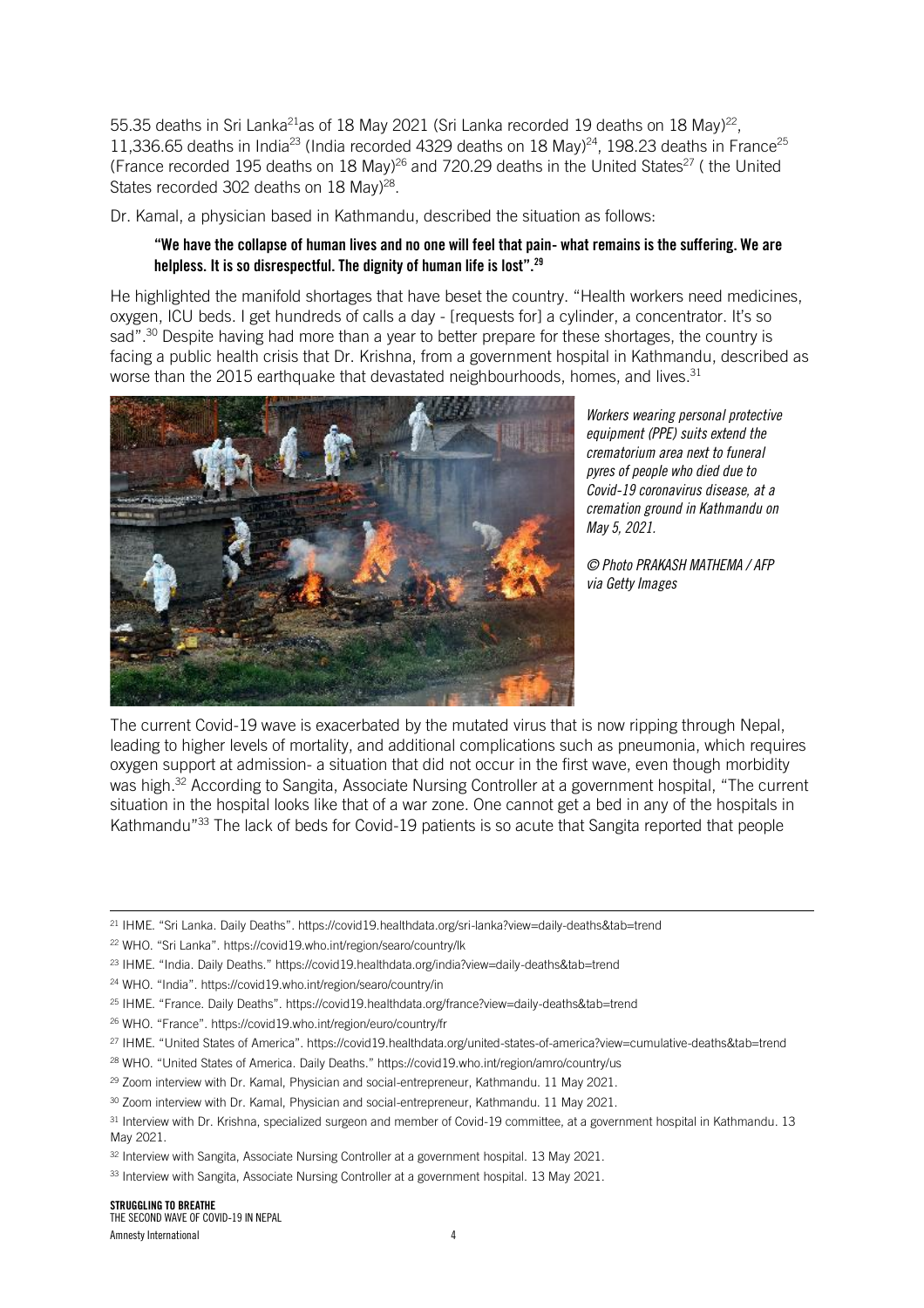55.35 deaths in Sri Lanka[21]as of 18 May 2021 (Sri Lanka recorded 19 deaths on 18 May)[22], 11,336.65 deaths in India[23] (India recorded 4329 deaths on 18 May)[24], 198.23 deaths in France[25] (France recorded 195 deaths on 18 May)[26] and 720.29 deaths in the United States[27] ( the United States recorded 302 deaths on 18 May)[28].

Dr. Kamal, a physician based in Kathmandu, described the situation as follows:

> **"We have the collapse of human lives and no one will feel that pain- what remains is the suffering. We are helpless. It is so disrespectful. The dignity of human life is lost".[29]**

He highlighted the manifold shortages that have beset the country. "Health workers need medicines, oxygen, ICU beds. I get hundreds of calls a day - [requests for] a cylinder, a concentrator. It's so sad".[30] Despite having had more than a year to better prepare for these shortages, the country is facing a public health crisis that Dr. Krishna, from a government hospital in Kathmandu, described as worse than the 2015 earthquake that devastated neighbourhoods, homes, and lives.[31]

*Workers wearing personal protective equipment (PPE) suits extend the crematorium area next to funeral pyres of people who died due to Covid-19 coronavirus disease, at a cremation ground in Kathmandu on May 5, 2021.*

*© Photo PRAKASH MATHEMA / AFP via Getty Images*

The current Covid-19 wave is exacerbated by the mutated virus that is now ripping through Nepal, leading to higher levels of mortality, and additional complications such as pneumonia, which requires oxygen support at admission- a situation that did not occur in the first wave, even though morbidity was high.[32] According to Sangita, Associate Nursing Controller at a government hospital, "The current situation in the hospital looks like that of a war zone. One cannot get a bed in any of the hospitals in Kathmandu"[33] The lack of beds for Covid-19 patients is so acute that Sangita reported that people

---

[21] IHME. "Sri Lanka. Daily Deaths". https://covid19.healthdata.org/sri-lanka?view=daily-deaths&tab=trend

[22] WHO. "Sri Lanka". https://covid19.who.int/region/searo/country/lk

[23] IHME. "India. Daily Deaths." https://covid19.healthdata.org/india?view=daily-deaths&tab=trend

[24] WHO. "India". https://covid19.who.int/region/searo/country/in

[25] IHME. "France. Daily Deaths". https://covid19.healthdata.org/france?view=daily-deaths&tab=trend

[26] WHO. "France". https://covid19.who.int/region/euro/country/fr

[27] IHME. "United States of America". https://covid19.healthdata.org/united-states-of-america?view=cumulative-deaths&tab=trend

[28] WHO. "United States of America. Daily Deaths." https://covid19.who.int/region/amro/country/us

[29] Zoom interview with Dr. Kamal, Physician and social-entrepreneur, Kathmandu. 11 May 2021.

[30] Zoom interview with Dr. Kamal, Physician and social-entrepreneur, Kathmandu. 11 May 2021.

[31] Interview with Dr. Krishna, specialized surgeon and member of Covid-19 committee, at a government hospital in Kathmandu. 13 May 2021.

[32] Interview with Sangita, Associate Nursing Controller at a government hospital. 13 May 2021.

[33] Interview with Sangita, Associate Nursing Controller at a government hospital. 13 May 2021.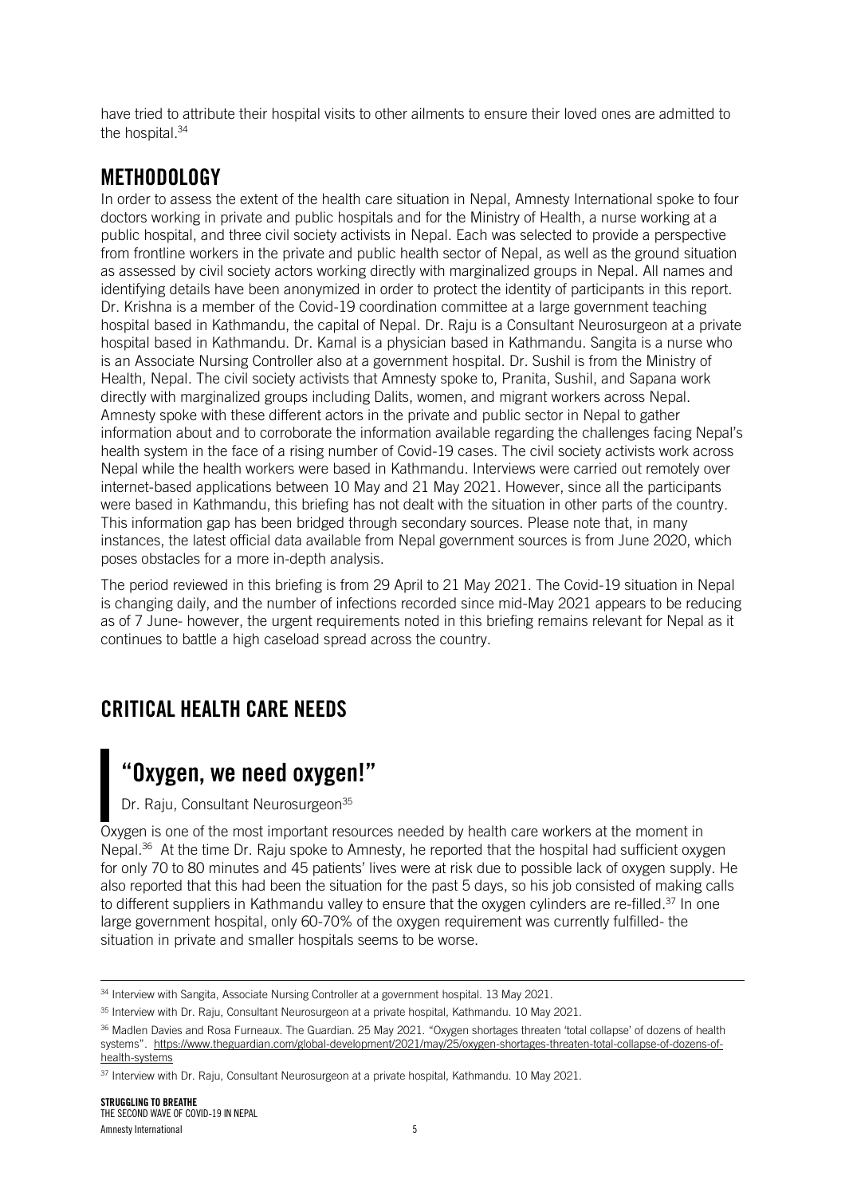have tried to attribute their hospital visits to other ailments to ensure their loved ones are admitted to the hospital.[34]

## METHODOLOGY

In order to assess the extent of the health care situation in Nepal, Amnesty International spoke to four doctors working in private and public hospitals and for the Ministry of Health, a nurse working at a public hospital, and three civil society activists in Nepal. Each was selected to provide a perspective from frontline workers in the private and public health sector of Nepal, as well as the ground situation as assessed by civil society actors working directly with marginalized groups in Nepal. All names and identifying details have been anonymized in order to protect the identity of participants in this report. Dr. Krishna is a member of the Covid-19 coordination committee at a large government teaching hospital based in Kathmandu, the capital of Nepal. Dr. Raju is a Consultant Neurosurgeon at a private hospital based in Kathmandu. Dr. Kamal is a physician based in Kathmandu. Sangita is a nurse who is an Associate Nursing Controller also at a government hospital. Dr. Sushil is from the Ministry of Health, Nepal. The civil society activists that Amnesty spoke to, Pranita, Sushil, and Sapana work directly with marginalized groups including Dalits, women, and migrant workers across Nepal. Amnesty spoke with these different actors in the private and public sector in Nepal to gather information about and to corroborate the information available regarding the challenges facing Nepal's health system in the face of a rising number of Covid-19 cases. The civil society activists work across Nepal while the health workers were based in Kathmandu. Interviews were carried out remotely over internet-based applications between 10 May and 21 May 2021. However, since all the participants were based in Kathmandu, this briefing has not dealt with the situation in other parts of the country. This information gap has been bridged through secondary sources. Please note that, in many instances, the latest official data available from Nepal government sources is from June 2020, which poses obstacles for a more in-depth analysis.

The period reviewed in this briefing is from 29 April to 21 May 2021. The Covid-19 situation in Nepal is changing daily, and the number of infections recorded since mid-May 2021 appears to be reducing as of 7 June- however, the urgent requirements noted in this briefing remains relevant for Nepal as it continues to battle a high caseload spread across the country.

## CRITICAL HEALTH CARE NEEDS

> ### "Oxygen, we need oxygen!"
>
> Dr. Raju, Consultant Neurosurgeon[35]

Oxygen is one of the most important resources needed by health care workers at the moment in Nepal.[36] At the time Dr. Raju spoke to Amnesty, he reported that the hospital had sufficient oxygen for only 70 to 80 minutes and 45 patients' lives were at risk due to possible lack of oxygen supply. He also reported that this had been the situation for the past 5 days, so his job consisted of making calls to different suppliers in Kathmandu valley to ensure that the oxygen cylinders are re-filled.[37] In one large government hospital, only 60-70% of the oxygen requirement was currently fulfilled- the situation in private and smaller hospitals seems to be worse.

---

[34] Interview with Sangita, Associate Nursing Controller at a government hospital. 13 May 2021.

[35] Interview with Dr. Raju, Consultant Neurosurgeon at a private hospital, Kathmandu. 10 May 2021.

[36] Madlen Davies and Rosa Furneaux. The Guardian. 25 May 2021. "Oxygen shortages threaten 'total collapse' of dozens of health systems". https://www.theguardian.com/global-development/2021/may/25/oxygen-shortages-threaten-total-collapse-of-dozens-of-health-systems

[37] Interview with Dr. Raju, Consultant Neurosurgeon at a private hospital, Kathmandu. 10 May 2021.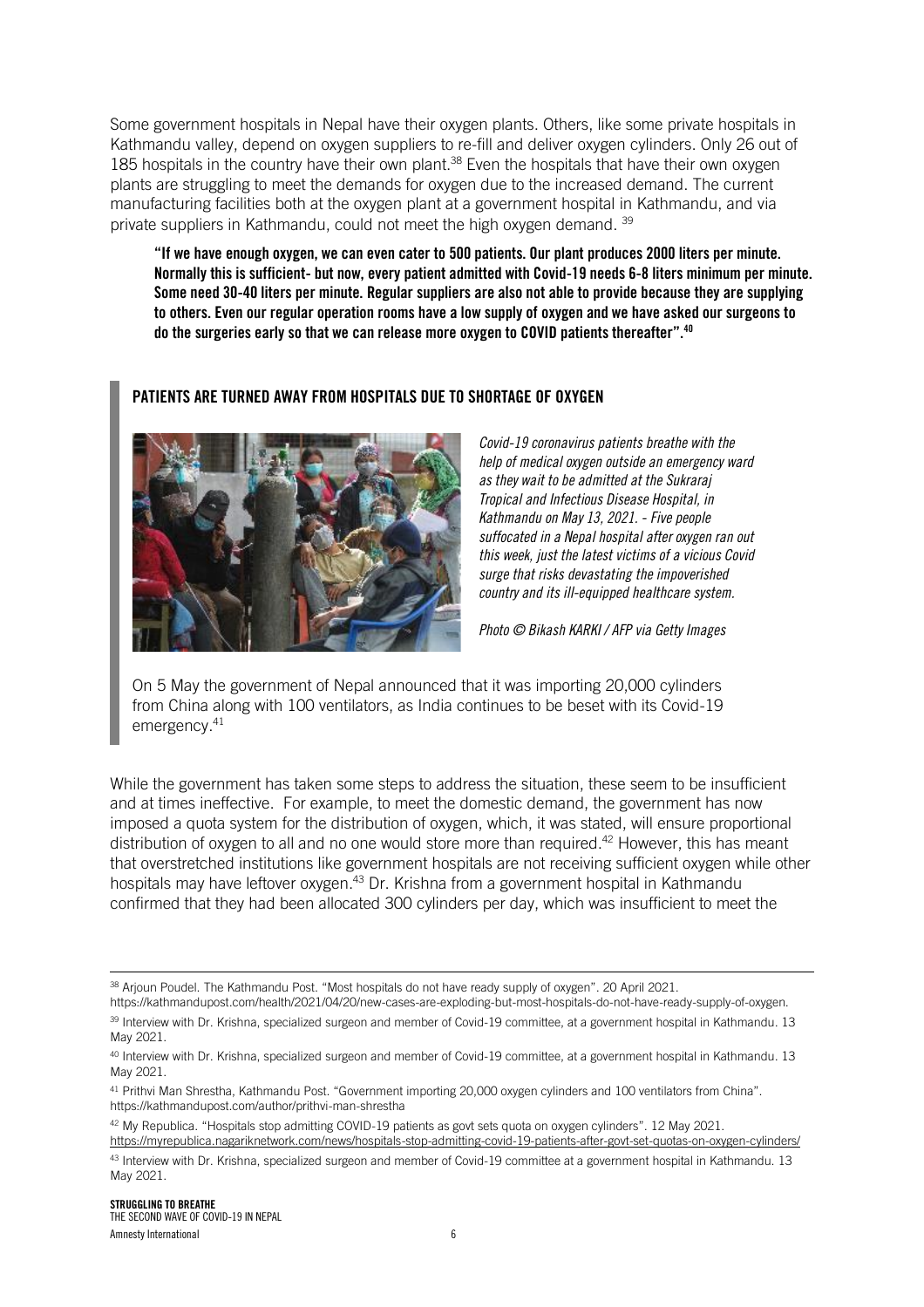Some government hospitals in Nepal have their oxygen plants. Others, like some private hospitals in Kathmandu valley, depend on oxygen suppliers to re-fill and deliver oxygen cylinders. Only 26 out of 185 hospitals in the country have their own plant.[38] Even the hospitals that have their own oxygen plants are struggling to meet the demands for oxygen due to the increased demand. The current manufacturing facilities both at the oxygen plant at a government hospital in Kathmandu, and via private suppliers in Kathmandu, could not meet the high oxygen demand. [39]

> **"If we have enough oxygen, we can even cater to 500 patients. Our plant produces 2000 liters per minute. Normally this is sufficient- but now, every patient admitted with Covid-19 needs 6-8 liters minimum per minute. Some need 30-40 liters per minute. Regular suppliers are also not able to provide because they are supplying to others. Even our regular operation rooms have a low supply of oxygen and we have asked our surgeons to do the surgeries early so that we can release more oxygen to COVID patients thereafter".[40]**

### PATIENTS ARE TURNED AWAY FROM HOSPITALS DUE TO SHORTAGE OF OXYGEN

*Covid-19 coronavirus patients breathe with the help of medical oxygen outside an emergency ward as they wait to be admitted at the Sukraraj Tropical and Infectious Disease Hospital, in Kathmandu on May 13, 2021. - Five people suffocated in a Nepal hospital after oxygen ran out this week, just the latest victims of a vicious Covid surge that risks devastating the impoverished country and its ill-equipped healthcare system.*

*Photo © Bikash KARKI / AFP via Getty Images*

On 5 May the government of Nepal announced that it was importing 20,000 cylinders from China along with 100 ventilators, as India continues to be beset with its Covid-19 emergency.[41]

While the government has taken some steps to address the situation, these seem to be insufficient and at times ineffective. For example, to meet the domestic demand, the government has now imposed a quota system for the distribution of oxygen, which, it was stated, will ensure proportional distribution of oxygen to all and no one would store more than required.[42] However, this has meant that overstretched institutions like government hospitals are not receiving sufficient oxygen while other hospitals may have leftover oxygen.[43] Dr. Krishna from a government hospital in Kathmandu confirmed that they had been allocated 300 cylinders per day, which was insufficient to meet the

---

[38] Arjoun Poudel. The Kathmandu Post. "Most hospitals do not have ready supply of oxygen". 20 April 2021. https://kathmandupost.com/health/2021/04/20/new-cases-are-exploding-but-most-hospitals-do-not-have-ready-supply-of-oxygen.

[39] Interview with Dr. Krishna, specialized surgeon and member of Covid-19 committee, at a government hospital in Kathmandu. 13 May 2021.

[40] Interview with Dr. Krishna, specialized surgeon and member of Covid-19 committee, at a government hospital in Kathmandu. 13 May 2021.

[41] Prithvi Man Shrestha, Kathmandu Post. "Government importing 20,000 oxygen cylinders and 100 ventilators from China". https://kathmandupost.com/author/prithvi-man-shrestha

[42] My Republica. "Hospitals stop admitting COVID-19 patients as govt sets quota on oxygen cylinders". 12 May 2021. https://myrepublica.nagariknetwork.com/news/hospitals-stop-admitting-covid-19-patients-after-govt-set-quotas-on-oxygen-cylinders/

[43] Interview with Dr. Krishna, specialized surgeon and member of Covid-19 committee at a government hospital in Kathmandu. 13 May 2021.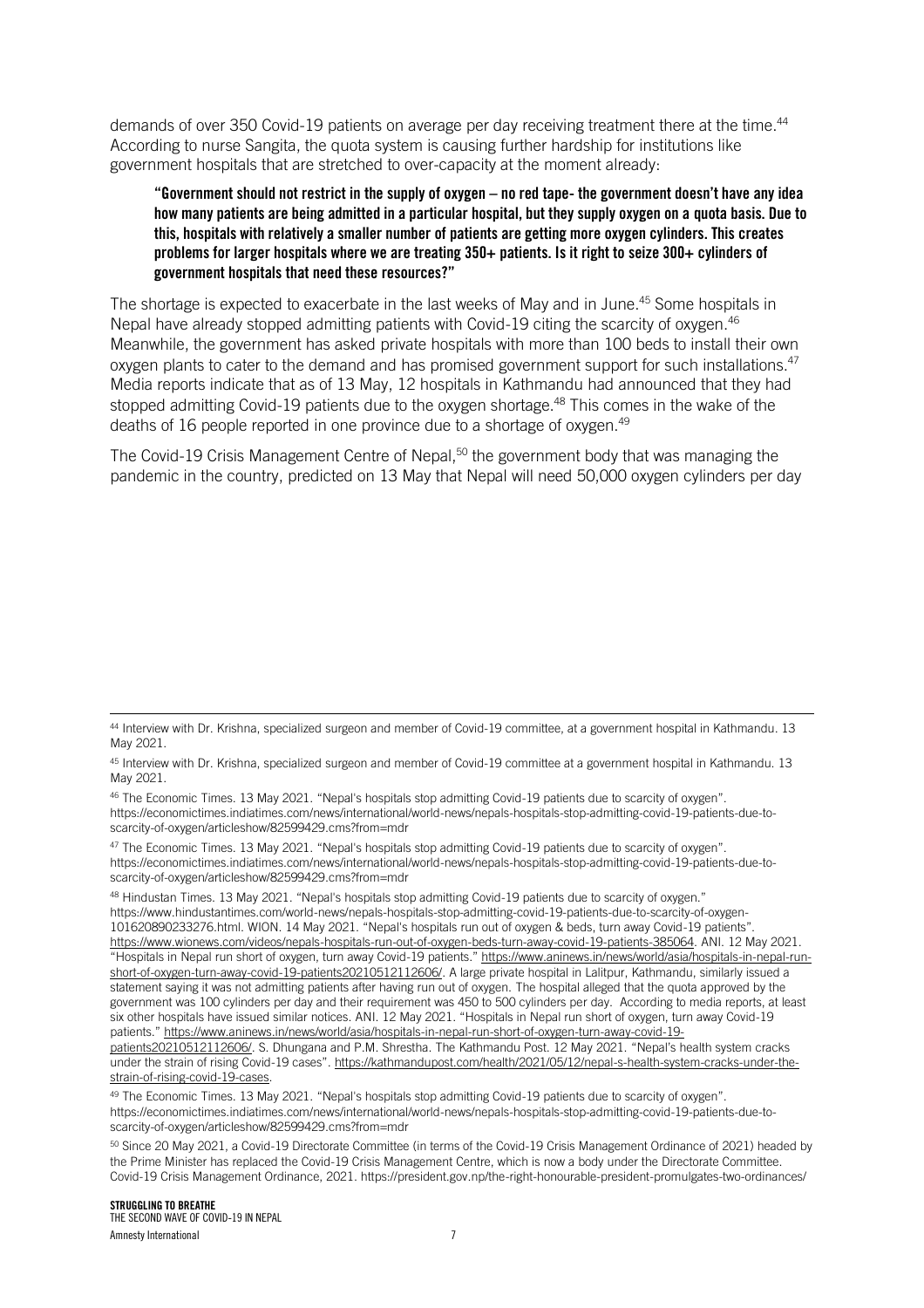demands of over 350 Covid-19 patients on average per day receiving treatment there at the time.[44] According to nurse Sangita, the quota system is causing further hardship for institutions like government hospitals that are stretched to over-capacity at the moment already:

> **"Government should not restrict in the supply of oxygen – no red tape- the government doesn't have any idea how many patients are being admitted in a particular hospital, but they supply oxygen on a quota basis. Due to this, hospitals with relatively a smaller number of patients are getting more oxygen cylinders. This creates problems for larger hospitals where we are treating 350+ patients. Is it right to seize 300+ cylinders of government hospitals that need these resources?"**

The shortage is expected to exacerbate in the last weeks of May and in June.[45] Some hospitals in Nepal have already stopped admitting patients with Covid-19 citing the scarcity of oxygen.[46] Meanwhile, the government has asked private hospitals with more than 100 beds to install their own oxygen plants to cater to the demand and has promised government support for such installations.[47] Media reports indicate that as of 13 May, 12 hospitals in Kathmandu had announced that they had stopped admitting Covid-19 patients due to the oxygen shortage.[48] This comes in the wake of the deaths of 16 people reported in one province due to a shortage of oxygen.[49]

The Covid-19 Crisis Management Centre of Nepal,[50] the government body that was managing the pandemic in the country, predicted on 13 May that Nepal will need 50,000 oxygen cylinders per day

---

[44] Interview with Dr. Krishna, specialized surgeon and member of Covid-19 committee, at a government hospital in Kathmandu. 13 May 2021.

[45] Interview with Dr. Krishna, specialized surgeon and member of Covid-19 committee at a government hospital in Kathmandu. 13 May 2021.

[46] The Economic Times. 13 May 2021. "Nepal's hospitals stop admitting Covid-19 patients due to scarcity of oxygen". https://economictimes.indiatimes.com/news/international/world-news/nepals-hospitals-stop-admitting-covid-19-patients-due-to-scarcity-of-oxygen/articleshow/82599429.cms?from=mdr

[47] The Economic Times. 13 May 2021. "Nepal's hospitals stop admitting Covid-19 patients due to scarcity of oxygen". https://economictimes.indiatimes.com/news/international/world-news/nepals-hospitals-stop-admitting-covid-19-patients-due-to-scarcity-of-oxygen/articleshow/82599429.cms?from=mdr

[48] Hindustan Times. 13 May 2021. "Nepal's hospitals stop admitting Covid-19 patients due to scarcity of oxygen." https://www.hindustantimes.com/world-news/nepals-hospitals-stop-admitting-covid-19-patients-due-to-scarcity-of-oxygen-101620890233276.html. WION. 14 May 2021. "Nepal's hospitals run out of oxygen & beds, turn away Covid-19 patients". https://www.wionews.com/videos/nepals-hospitals-run-out-of-oxygen-beds-turn-away-covid-19-patients-385064. ANI. 12 May 2021. "Hospitals in Nepal run short of oxygen, turn away Covid-19 patients." https://www.aninews.in/news/world/asia/hospitals-in-nepal-run-short-of-oxygen-turn-away-covid-19-patients20210512112606/. A large private hospital in Lalitpur, Kathmandu, similarly issued a statement saying it was not admitting patients after having run out of oxygen. The hospital alleged that the quota approved by the government was 100 cylinders per day and their requirement was 450 to 500 cylinders per day. According to media reports, at least six other hospitals have issued similar notices. ANI. 12 May 2021. "Hospitals in Nepal run short of oxygen, turn away Covid-19 patients." https://www.aninews.in/news/world/asia/hospitals-in-nepal-run-short-of-oxygen-turn-away-covid-19-patients20210512112606/. S. Dhungana and P.M. Shrestha. The Kathmandu Post. 12 May 2021. "Nepal's health system cracks under the strain of rising Covid-19 cases". https://kathmandupost.com/health/2021/05/12/nepal-s-health-system-cracks-under-the-strain-of-rising-covid-19-cases.

[49] The Economic Times. 13 May 2021. "Nepal's hospitals stop admitting Covid-19 patients due to scarcity of oxygen". https://economictimes.indiatimes.com/news/international/world-news/nepals-hospitals-stop-admitting-covid-19-patients-due-to-scarcity-of-oxygen/articleshow/82599429.cms?from=mdr

[50] Since 20 May 2021, a Covid-19 Directorate Committee (in terms of the Covid-19 Crisis Management Ordinance of 2021) headed by the Prime Minister has replaced the Covid-19 Crisis Management Centre, which is now a body under the Directorate Committee. Covid-19 Crisis Management Ordinance, 2021. https://president.gov.np/the-right-honourable-president-promulgates-two-ordinances/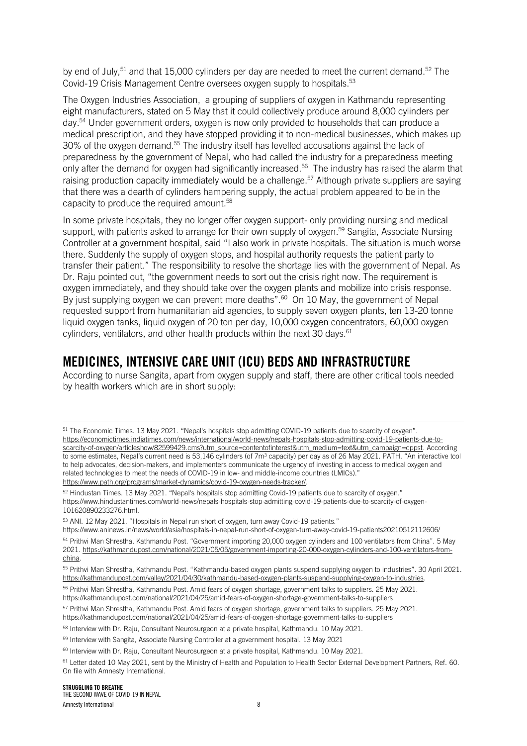by end of July,[51] and that 15,000 cylinders per day are needed to meet the current demand.[52] The Covid-19 Crisis Management Centre oversees oxygen supply to hospitals.[53]

The Oxygen Industries Association, a grouping of suppliers of oxygen in Kathmandu representing eight manufacturers, stated on 5 May that it could collectively produce around 8,000 cylinders per day.[54] Under government orders, oxygen is now only provided to households that can produce a medical prescription, and they have stopped providing it to non-medical businesses, which makes up 30% of the oxygen demand.[55] The industry itself has levelled accusations against the lack of preparedness by the government of Nepal, who had called the industry for a preparedness meeting only after the demand for oxygen had significantly increased.[56] The industry has raised the alarm that raising production capacity immediately would be a challenge.[57] Although private suppliers are saying that there was a dearth of cylinders hampering supply, the actual problem appeared to be in the capacity to produce the required amount.[58]

In some private hospitals, they no longer offer oxygen support- only providing nursing and medical support, with patients asked to arrange for their own supply of oxygen.[59] Sangita, Associate Nursing Controller at a government hospital, said "I also work in private hospitals. The situation is much worse there. Suddenly the supply of oxygen stops, and hospital authority requests the patient party to transfer their patient." The responsibility to resolve the shortage lies with the government of Nepal. As Dr. Raju pointed out, "the government needs to sort out the crisis right now. The requirement is oxygen immediately, and they should take over the oxygen plants and mobilize into crisis response. By just supplying oxygen we can prevent more deaths".[60] On 10 May, the government of Nepal requested support from humanitarian aid agencies, to supply seven oxygen plants, ten 13-20 tonne liquid oxygen tanks, liquid oxygen of 20 ton per day, 10,000 oxygen concentrators, 60,000 oxygen cylinders, ventilators, and other health products within the next 30 days.[61]

## MEDICINES, INTENSIVE CARE UNIT (ICU) BEDS AND INFRASTRUCTURE

According to nurse Sangita, apart from oxygen supply and staff, there are other critical tools needed by health workers which are in short supply:

---

[51] The Economic Times. 13 May 2021. "Nepal's hospitals stop admitting COVID-19 patients due to scarcity of oxygen". https://economictimes.indiatimes.com/news/international/world-news/nepals-hospitals-stop-admitting-covid-19-patients-due-to-scarcity-of-oxygen/articleshow/82599429.cms?utm_source=contentofinterest&utm_medium=text&utm_campaign=cppst. According to some estimates, Nepal's current need is 53,146 cylinders (of 7m$^3$ capacity) per day as of 26 May 2021. PATH. "An interactive tool to help advocates, decision-makers, and implementers communicate the urgency of investing in access to medical oxygen and related technologies to meet the needs of COVID-19 in low- and middle-income countries (LMICs)." https://www.path.org/programs/market-dynamics/covid-19-oxygen-needs-tracker/.

[52] Hindustan Times. 13 May 2021. "Nepal's hospitals stop admitting Covid-19 patients due to scarcity of oxygen." https://www.hindustantimes.com/world-news/nepals-hospitals-stop-admitting-covid-19-patients-due-to-scarcity-of-oxygen-101620890233276.html.

[53] ANI. 12 May 2021. "Hospitals in Nepal run short of oxygen, turn away Covid-19 patients." https://www.aninews.in/news/world/asia/hospitals-in-nepal-run-short-of-oxygen-turn-away-covid-19-patients20210512112606/

[54] Prithvi Man Shrestha, Kathmandu Post. "Government importing 20,000 oxygen cylinders and 100 ventilators from China". 5 May 2021. https://kathmandupost.com/national/2021/05/05/government-importing-20-000-oxygen-cylinders-and-100-ventilators-from-china.

[55] Prithvi Man Shrestha, Kathmandu Post. "Kathmandu-based oxygen plants suspend supplying oxygen to industries". 30 April 2021. https://kathmandupost.com/valley/2021/04/30/kathmandu-based-oxygen-plants-suspend-supplying-oxygen-to-industries.

[56] Prithvi Man Shrestha, Kathmandu Post. Amid fears of oxygen shortage, government talks to suppliers. 25 May 2021. https://kathmandupost.com/national/2021/04/25/amid-fears-of-oxygen-shortage-government-talks-to-suppliers

[57] Prithvi Man Shrestha, Kathmandu Post. Amid fears of oxygen shortage, government talks to suppliers. 25 May 2021. https://kathmandupost.com/national/2021/04/25/amid-fears-of-oxygen-shortage-government-talks-to-suppliers

[58] Interview with Dr. Raju, Consultant Neurosurgeon at a private hospital, Kathmandu. 10 May 2021.

[59] Interview with Sangita, Associate Nursing Controller at a government hospital. 13 May 2021

[60] Interview with Dr. Raju, Consultant Neurosurgeon at a private hospital, Kathmandu. 10 May 2021.

[61] Letter dated 10 May 2021, sent by the Ministry of Health and Population to Health Sector External Development Partners, Ref. 60. On file with Amnesty International.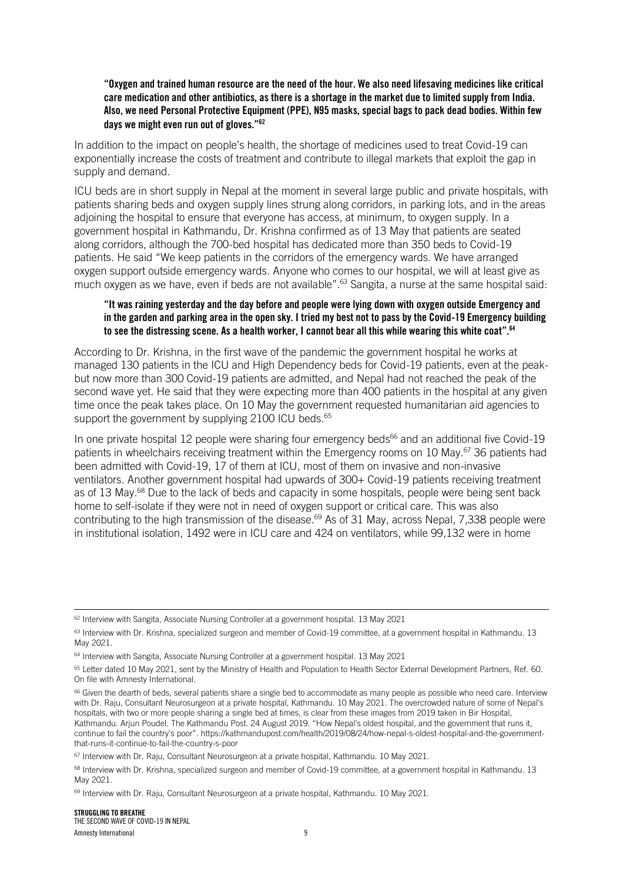**"Oxygen and trained human resource are the need of the hour. We also need lifesaving medicines like critical care medication and other antibiotics, as there is a shortage in the market due to limited supply from India. Also, we need Personal Protective Equipment (PPE), N95 masks, special bags to pack dead bodies. Within few days we might even run out of gloves."[62]**

In addition to the impact on people's health, the shortage of medicines used to treat Covid-19 can exponentially increase the costs of treatment and contribute to illegal markets that exploit the gap in supply and demand.

ICU beds are in short supply in Nepal at the moment in several large public and private hospitals, with patients sharing beds and oxygen supply lines strung along corridors, in parking lots, and in the areas adjoining the hospital to ensure that everyone has access, at minimum, to oxygen supply. In a government hospital in Kathmandu, Dr. Krishna confirmed as of 13 May that patients are seated along corridors, although the 700-bed hospital has dedicated more than 350 beds to Covid-19 patients. He said "We keep patients in the corridors of the emergency wards. We have arranged oxygen support outside emergency wards. Anyone who comes to our hospital, we will at least give as much oxygen as we have, even if beds are not available".[63] Sangita, a nurse at the same hospital said:

**"It was raining yesterday and the day before and people were lying down with oxygen outside Emergency and in the garden and parking area in the open sky. I tried my best not to pass by the Covid-19 Emergency building to see the distressing scene. As a health worker, I cannot bear all this while wearing this white coat".[64]**

According to Dr. Krishna, in the first wave of the pandemic the government hospital he works at managed 130 patients in the ICU and High Dependency beds for Covid-19 patients, even at the peak-but now more than 300 Covid-19 patients are admitted, and Nepal had not reached the peak of the second wave yet. He said that they were expecting more than 400 patients in the hospital at any given time once the peak takes place. On 10 May the government requested humanitarian aid agencies to support the government by supplying 2100 ICU beds.[65]

In one private hospital 12 people were sharing four emergency beds[66] and an additional five Covid-19 patients in wheelchairs receiving treatment within the Emergency rooms on 10 May.[67] 36 patients had been admitted with Covid-19, 17 of them at ICU, most of them on invasive and non-invasive ventilators. Another government hospital had upwards of 300+ Covid-19 patients receiving treatment as of 13 May.[68] Due to the lack of beds and capacity in some hospitals, people were being sent back home to self-isolate if they were not in need of oxygen support or critical care. This was also contributing to the high transmission of the disease.[69] As of 31 May, across Nepal, 7,338 people were in institutional isolation, 1492 were in ICU care and 424 on ventilators, while 99,132 were in home

---

[62] Interview with Sangita, Associate Nursing Controller at a government hospital. 13 May 2021

[63] Interview with Dr. Krishna, specialized surgeon and member of Covid-19 committee, at a government hospital in Kathmandu. 13 May 2021.

[64] Interview with Sangita, Associate Nursing Controller at a government hospital. 13 May 2021

[65] Letter dated 10 May 2021, sent by the Ministry of Health and Population to Health Sector External Development Partners, Ref. 60. On file with Amnesty International.

[66] Given the dearth of beds, several patients share a single bed to accommodate as many people as possible who need care. Interview with Dr. Raju, Consultant Neurosurgeon at a private hospital, Kathmandu. 10 May 2021. The overcrowded nature of some of Nepal's hospitals, with two or more people sharing a single bed at times, is clear from these images from 2019 taken in Bir Hospital, Kathmandu. Arjun Poudel. The Kathmandu Post. 24 August 2019. "How Nepal's oldest hospital, and the government that runs it, continue to fail the country's poor". https://kathmandupost.com/health/2019/08/24/how-nepal-s-oldest-hospital-and-the-government-that-runs-it-continue-to-fail-the-country-s-poor

[67] Interview with Dr. Raju, Consultant Neurosurgeon at a private hospital, Kathmandu. 10 May 2021.

[68] Interview with Dr. Krishna, specialized surgeon and member of Covid-19 committee, at a government hospital in Kathmandu. 13 May 2021.

[69] Interview with Dr. Raju, Consultant Neurosurgeon at a private hospital, Kathmandu. 10 May 2021.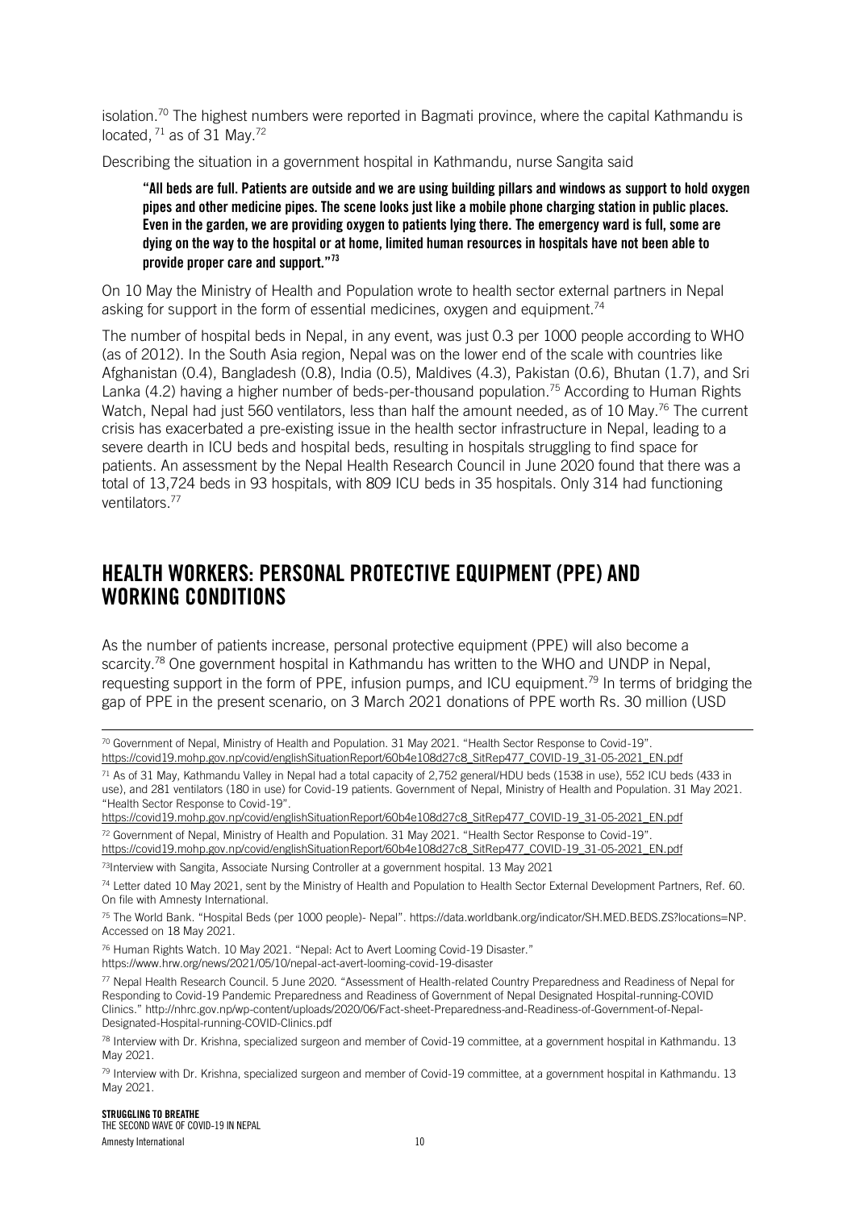isolation.[70] The highest numbers were reported in Bagmati province, where the capital Kathmandu is located, [71] as of 31 May.[72]

Describing the situation in a government hospital in Kathmandu, nurse Sangita said

> **"All beds are full. Patients are outside and we are using building pillars and windows as support to hold oxygen pipes and other medicine pipes. The scene looks just like a mobile phone charging station in public places. Even in the garden, we are providing oxygen to patients lying there. The emergency ward is full, some are dying on the way to the hospital or at home, limited human resources in hospitals have not been able to provide proper care and support."[73]**

On 10 May the Ministry of Health and Population wrote to health sector external partners in Nepal asking for support in the form of essential medicines, oxygen and equipment.[74]

The number of hospital beds in Nepal, in any event, was just 0.3 per 1000 people according to WHO (as of 2012). In the South Asia region, Nepal was on the lower end of the scale with countries like Afghanistan (0.4), Bangladesh (0.8), India (0.5), Maldives (4.3), Pakistan (0.6), Bhutan (1.7), and Sri Lanka (4.2) having a higher number of beds-per-thousand population.[75] According to Human Rights Watch, Nepal had just 560 ventilators, less than half the amount needed, as of 10 May.[76] The current crisis has exacerbated a pre-existing issue in the health sector infrastructure in Nepal, leading to a severe dearth in ICU beds and hospital beds, resulting in hospitals struggling to find space for patients. An assessment by the Nepal Health Research Council in June 2020 found that there was a total of 13,724 beds in 93 hospitals, with 809 ICU beds in 35 hospitals. Only 314 had functioning ventilators.[77]

## HEALTH WORKERS: PERSONAL PROTECTIVE EQUIPMENT (PPE) AND WORKING CONDITIONS

As the number of patients increase, personal protective equipment (PPE) will also become a scarcity.[78] One government hospital in Kathmandu has written to the WHO and UNDP in Nepal, requesting support in the form of PPE, infusion pumps, and ICU equipment.[79] In terms of bridging the gap of PPE in the present scenario, on 3 March 2021 donations of PPE worth Rs. 30 million (USD

---

[70] Government of Nepal, Ministry of Health and Population. 31 May 2021. "Health Sector Response to Covid-19". https://covid19.mohp.gov.np/covid/englishSituationReport/60b4e108d27c8_SitRep477_COVID-19_31-05-2021_EN.pdf

[71] As of 31 May, Kathmandu Valley in Nepal had a total capacity of 2,752 general/HDU beds (1538 in use), 552 ICU beds (433 in use), and 281 ventilators (180 in use) for Covid-19 patients. Government of Nepal, Ministry of Health and Population. 31 May 2021. "Health Sector Response to Covid-19". https://covid19.mohp.gov.np/covid/englishSituationReport/60b4e108d27c8_SitRep477_COVID-19_31-05-2021_EN.pdf

[72] Government of Nepal, Ministry of Health and Population. 31 May 2021. "Health Sector Response to Covid-19". https://covid19.mohp.gov.np/covid/englishSituationReport/60b4e108d27c8_SitRep477_COVID-19_31-05-2021_EN.pdf

[73] Interview with Sangita, Associate Nursing Controller at a government hospital. 13 May 2021

[74] Letter dated 10 May 2021, sent by the Ministry of Health and Population to Health Sector External Development Partners, Ref. 60. On file with Amnesty International.

[75] The World Bank. "Hospital Beds (per 1000 people)- Nepal". https://data.worldbank.org/indicator/SH.MED.BEDS.ZS?locations=NP. Accessed on 18 May 2021.

[76] Human Rights Watch. 10 May 2021. "Nepal: Act to Avert Looming Covid-19 Disaster." https://www.hrw.org/news/2021/05/10/nepal-act-avert-looming-covid-19-disaster

[77] Nepal Health Research Council. 5 June 2020. "Assessment of Health-related Country Preparedness and Readiness of Nepal for Responding to Covid-19 Pandemic Preparedness and Readiness of Government of Nepal Designated Hospital-running-COVID Clinics." http://nhrc.gov.np/wp-content/uploads/2020/06/Fact-sheet-Preparedness-and-Readiness-of-Government-of-Nepal-Designated-Hospital-running-COVID-Clinics.pdf

[78] Interview with Dr. Krishna, specialized surgeon and member of Covid-19 committee, at a government hospital in Kathmandu. 13 May 2021.

[79] Interview with Dr. Krishna, specialized surgeon and member of Covid-19 committee, at a government hospital in Kathmandu. 13 May 2021.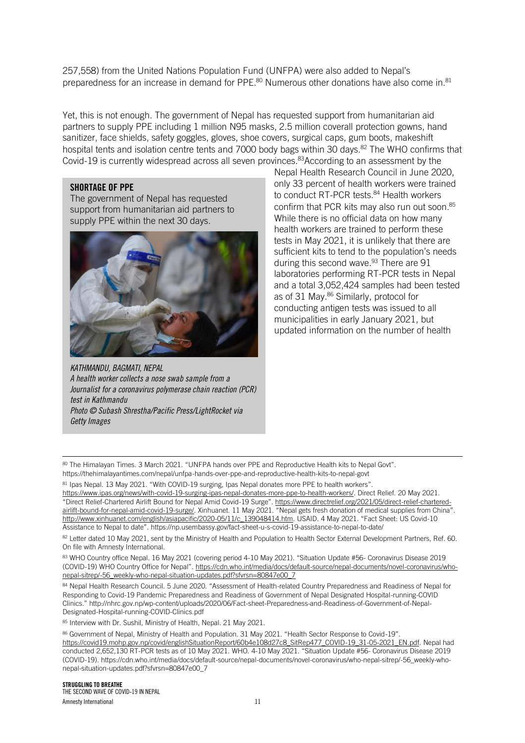257,558) from the United Nations Population Fund (UNFPA) were also added to Nepal's preparedness for an increase in demand for PPE.[80] Numerous other donations have also come in.[81]

Yet, this is not enough. The government of Nepal has requested support from humanitarian aid partners to supply PPE including 1 million N95 masks, 2.5 million coverall protection gowns, hand sanitizer, face shields, safety goggles, gloves, shoe covers, surgical caps, gum boots, makeshift hospital tents and isolation centre tents and 7000 body bags within 30 days.[82] The WHO confirms that Covid-19 is currently widespread across all seven provinces.[83] According to an assessment by the Nepal Health Research Council in June 2020, only 33 percent of health workers were trained to conduct RT-PCR tests.[84] Health workers confirm that PCR kits may also run out soon.[85] While there is no official data on how many health workers are trained to perform these tests in May 2021, it is unlikely that there are sufficient kits to tend to the population's needs during this second wave.[93] There are 91 laboratories performing RT-PCR tests in Nepal and a total 3,052,424 samples had been tested as of 31 May.[86] Similarly, protocol for conducting antigen tests was issued to all municipalities in early January 2021, but updated information on the number of health

**SHORTAGE OF PPE**

The government of Nepal has requested support from humanitarian aid partners to supply PPE within the next 30 days.

*KATHMANDU, BAGMATI, NEPAL*
*A health worker collects a nose swab sample from a Journalist for a coronavirus polymerase chain reaction (PCR) test in Kathmandu*
*Photo © Subash Shrestha/Pacific Press/LightRocket via Getty Images*

---

[80] The Himalayan Times. 3 March 2021. "UNFPA hands over PPE and Reproductive Health kits to Nepal Govt". https://thehimalayantimes.com/nepal/unfpa-hands-over-ppe-and-reproductive-health-kits-to-nepal-govt

[81] Ipas Nepal. 13 May 2021. "With COVID-19 surging, Ipas Nepal donates more PPE to health workers". https://www.ipas.org/news/with-covid-19-surging-ipas-nepal-donates-more-ppe-to-health-workers/. Direct Relief. 20 May 2021. "Direct Relief-Chartered Airlift Bound for Nepal Amid Covid-19 Surge". https://www.directrelief.org/2021/05/direct-relief-chartered-airlift-bound-for-nepal-amid-covid-19-surge/. Xinhuanet. 11 May 2021. "Nepal gets fresh donation of medical supplies from China". http://www.xinhuanet.com/english/asiapacific/2020-05/11/c_139048414.htm. USAID. 4 May 2021. "Fact Sheet: US Covid-10 Assistance to Nepal to date". https://np.usembassy.gov/fact-sheet-u-s-covid-19-assistance-to-nepal-to-date/

[82] Letter dated 10 May 2021, sent by the Ministry of Health and Population to Health Sector External Development Partners, Ref. 60. On file with Amnesty International.

[83] WHO Country office Nepal. 16 May 2021 (covering period 4-10 May 2021). "Situation Update #56- Coronavirus Disease 2019 (COVID-19) WHO Country Office for Nepal". https://cdn.who.int/media/docs/default-source/nepal-documents/novel-coronavirus/who-nepal-sitrep/-56_weekly-who-nepal-situation-updates.pdf?sfvrsn=80847e00_7

[84] Nepal Health Research Council. 5 June 2020. "Assessment of Health-related Country Preparedness and Readiness of Nepal for Responding to Covid-19 Pandemic Preparedness and Readiness of Government of Nepal Designated Hospital-running-COVID Clinics." http://nhrc.gov.np/wp-content/uploads/2020/06/Fact-sheet-Preparedness-and-Readiness-of-Government-of-Nepal-Designated-Hospital-running-COVID-Clinics.pdf

[85] Interview with Dr. Sushil, Ministry of Health, Nepal. 21 May 2021.

[86] Government of Nepal, Ministry of Health and Population. 31 May 2021. "Health Sector Response to Covid-19". https://covid19.mohp.gov.np/covid/englishSituationReport/60b4e108d27c8_SitRep477_COVID-19_31-05-2021_EN.pdf. Nepal had conducted 2,652,130 RT-PCR tests as of 10 May 2021. WHO. 4-10 May 2021. "Situation Update #56- Coronavirus Disease 2019 (COVID-19). https://cdn.who.int/media/docs/default-source/nepal-documents/novel-coronavirus/who-nepal-sitrep/-56_weekly-who-nepal-situation-updates.pdf?sfvrsn=80847e00_7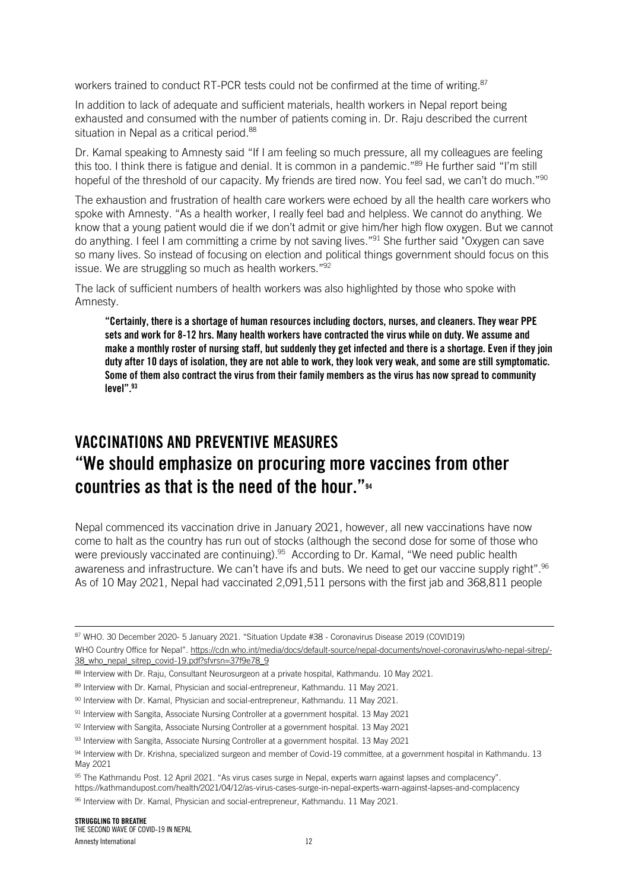workers trained to conduct RT-PCR tests could not be confirmed at the time of writing.[87]

In addition to lack of adequate and sufficient materials, health workers in Nepal report being exhausted and consumed with the number of patients coming in. Dr. Raju described the current situation in Nepal as a critical period.[88]

Dr. Kamal speaking to Amnesty said "If I am feeling so much pressure, all my colleagues are feeling this too. I think there is fatigue and denial. It is common in a pandemic."[89] He further said "I'm still hopeful of the threshold of our capacity. My friends are tired now. You feel sad, we can't do much."[90]

The exhaustion and frustration of health care workers were echoed by all the health care workers who spoke with Amnesty. "As a health worker, I really feel bad and helpless. We cannot do anything. We know that a young patient would die if we don't admit or give him/her high flow oxygen. But we cannot do anything. I feel I am committing a crime by not saving lives."[91] She further said "Oxygen can save so many lives. So instead of focusing on election and political things government should focus on this issue. We are struggling so much as health workers."[92]

The lack of sufficient numbers of health workers was also highlighted by those who spoke with Amnesty.

> **"Certainly, there is a shortage of human resources including doctors, nurses, and cleaners. They wear PPE sets and work for 8-12 hrs. Many health workers have contracted the virus while on duty. We assume and make a monthly roster of nursing staff, but suddenly they get infected and there is a shortage. Even if they join duty after 10 days of isolation, they are not able to work, they look very weak, and some are still symptomatic. Some of them also contract the virus from their family members as the virus has now spread to community level".[93]**

## VACCINATIONS AND PREVENTIVE MEASURES

## "We should emphasize on procuring more vaccines from other countries as that is the need of the hour."[94]

Nepal commenced its vaccination drive in January 2021, however, all new vaccinations have now come to halt as the country has run out of stocks (although the second dose for some of those who were previously vaccinated are continuing).[95] According to Dr. Kamal, "We need public health awareness and infrastructure. We can't have ifs and buts. We need to get our vaccine supply right".[96] As of 10 May 2021, Nepal had vaccinated 2,091,511 persons with the first jab and 368,811 people

---

[87] WHO. 30 December 2020- 5 January 2021. "Situation Update #38 - Coronavirus Disease 2019 (COVID19) WHO Country Office for Nepal". https://cdn.who.int/media/docs/default-source/nepal-documents/novel-coronavirus/who-nepal-sitrep/-38_who_nepal_sitrep_covid-19.pdf?sfvrsn=37f9e78_9

[88] Interview with Dr. Raju, Consultant Neurosurgeon at a private hospital, Kathmandu. 10 May 2021.

[89] Interview with Dr. Kamal, Physician and social-entrepreneur, Kathmandu. 11 May 2021.

[90] Interview with Dr. Kamal, Physician and social-entrepreneur, Kathmandu. 11 May 2021.

[91] Interview with Sangita, Associate Nursing Controller at a government hospital. 13 May 2021

[92] Interview with Sangita, Associate Nursing Controller at a government hospital. 13 May 2021

[93] Interview with Sangita, Associate Nursing Controller at a government hospital. 13 May 2021

[94] Interview with Dr. Krishna, specialized surgeon and member of Covid-19 committee, at a government hospital in Kathmandu. 13 May 2021

[95] The Kathmandu Post. 12 April 2021. "As virus cases surge in Nepal, experts warn against lapses and complacency". https://kathmandupost.com/health/2021/04/12/as-virus-cases-surge-in-nepal-experts-warn-against-lapses-and-complacency

[96] Interview with Dr. Kamal, Physician and social-entrepreneur, Kathmandu. 11 May 2021.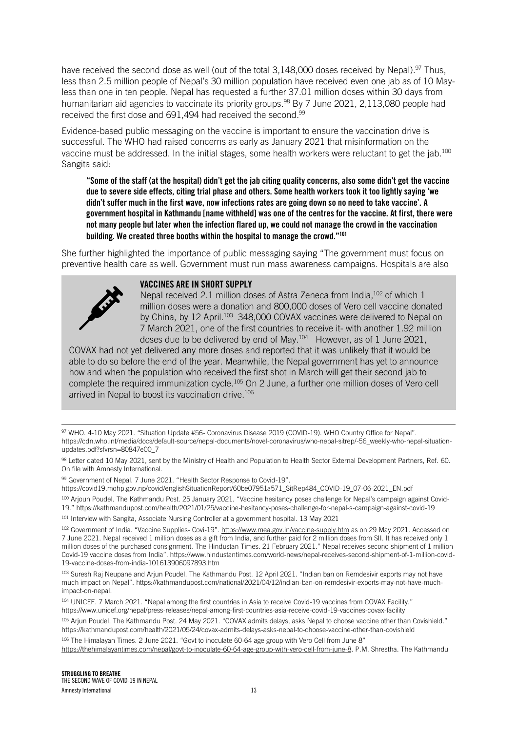have received the second dose as well (out of the total 3,148,000 doses received by Nepal).[97] Thus, less than 2.5 million people of Nepal's 30 million population have received even one jab as of 10 May- less than one in ten people. Nepal has requested a further 37.01 million doses within 30 days from humanitarian aid agencies to vaccinate its priority groups.[98] By 7 June 2021, 2,113,080 people had received the first dose and 691,494 had received the second.[99]

Evidence-based public messaging on the vaccine is important to ensure the vaccination drive is successful. The WHO had raised concerns as early as January 2021 that misinformation on the vaccine must be addressed. In the initial stages, some health workers were reluctant to get the jab.[100] Sangita said:

> **"Some of the staff (at the hospital) didn't get the jab citing quality concerns, also some didn't get the vaccine due to severe side effects, citing trial phase and others. Some health workers took it too lightly saying 'we didn't suffer much in the first wave, now infections rates are going down so no need to take vaccine'. A government hospital in Kathmandu [name withheld] was one of the centres for the vaccine. At first, there were not many people but later when the infection flared up, we could not manage the crowd in the vaccination building. We created three booths within the hospital to manage the crowd."[101]**

She further highlighted the importance of public messaging saying "The government must focus on preventive health care as well. Government must run mass awareness campaigns. Hospitals are also

### VACCINES ARE IN SHORT SUPPLY

Nepal received 2.1 million doses of Astra Zeneca from India,[102] of which 1 million doses were a donation and 800,000 doses of Vero cell vaccine donated by China, by 12 April.[103] 348,000 COVAX vaccines were delivered to Nepal on 7 March 2021, one of the first countries to receive it- with another 1.92 million doses due to be delivered by end of May.[104] However, as of 1 June 2021, COVAX had not yet delivered any more doses and reported that it was unlikely that it would be able to do so before the end of the year. Meanwhile, the Nepal government has yet to announce how and when the population who received the first shot in March will get their second jab to complete the required immunization cycle.[105] On 2 June, a further one million doses of Vero cell arrived in Nepal to boost its vaccination drive.[106]

---

[97] WHO. 4-10 May 2021. "Situation Update #56- Coronavirus Disease 2019 (COVID-19). WHO Country Office for Nepal". https://cdn.who.int/media/docs/default-source/nepal-documents/novel-coronavirus/who-nepal-sitrep/-56_weekly-who-nepal-situation-updates.pdf?sfvrsn=80847e00_7

[98] Letter dated 10 May 2021, sent by the Ministry of Health and Population to Health Sector External Development Partners, Ref. 60. On file with Amnesty International.

[99] Government of Nepal. 7 June 2021. "Health Sector Response to Covid-19". https://covid19.mohp.gov.np/covid/englishSituationReport/60be07951a571_SitRep484_COVID-19_07-06-2021_EN.pdf

[100] Arjoun Poudel. The Kathmandu Post. 25 January 2021. "Vaccine hesitancy poses challenge for Nepal's campaign against Covid-19." https://kathmandupost.com/health/2021/01/25/vaccine-hesitancy-poses-challenge-for-nepal-s-campaign-against-covid-19

[101] Interview with Sangita, Associate Nursing Controller at a government hospital. 13 May 2021

[102] Government of India. "Vaccine Supplies- Covi-19". https://www.mea.gov.in/vaccine-supply.htm as on 29 May 2021. Accessed on 7 June 2021. Nepal received 1 million doses as a gift from India, and further paid for 2 million doses from SII. It has received only 1 million doses of the purchased consignment. The Hindustan Times. 21 February 2021." Nepal receives second shipment of 1 million Covid-19 vaccine doses from India". https://www.hindustantimes.com/world-news/nepal-receives-second-shipment-of-1-million-covid-19-vaccine-doses-from-india-101613906097893.htm

[103] Suresh Raj Neupane and Arjun Poudel. The Kathmandu Post. 12 April 2021. "Indian ban on Remdesivir exports may not have much impact on Nepal". https://kathmandupost.com/national/2021/04/12/indian-ban-on-remdesivir-exports-may-not-have-much-impact-on-nepal.

[104] UNICEF. 7 March 2021. "Nepal among the first countries in Asia to receive Covid-19 vaccines from COVAX Facility." https://www.unicef.org/nepal/press-releases/nepal-among-first-countries-asia-receive-covid-19-vaccines-covax-facility

[105] Arjun Poudel. The Kathmandu Post. 24 May 2021. "COVAX admits delays, asks Nepal to choose vaccine other than Covishield." https://kathmandupost.com/health/2021/05/24/covax-admits-delays-asks-nepal-to-choose-vaccine-other-than-covishield

[106] The Himalayan Times. 2 June 2021. "Govt to inoculate 60-64 age group with Vero Cell from June 8" https://thehimalayantimes.com/nepal/govt-to-inoculate-60-64-age-group-with-vero-cell-from-june-8. P.M. Shrestha. The Kathmandu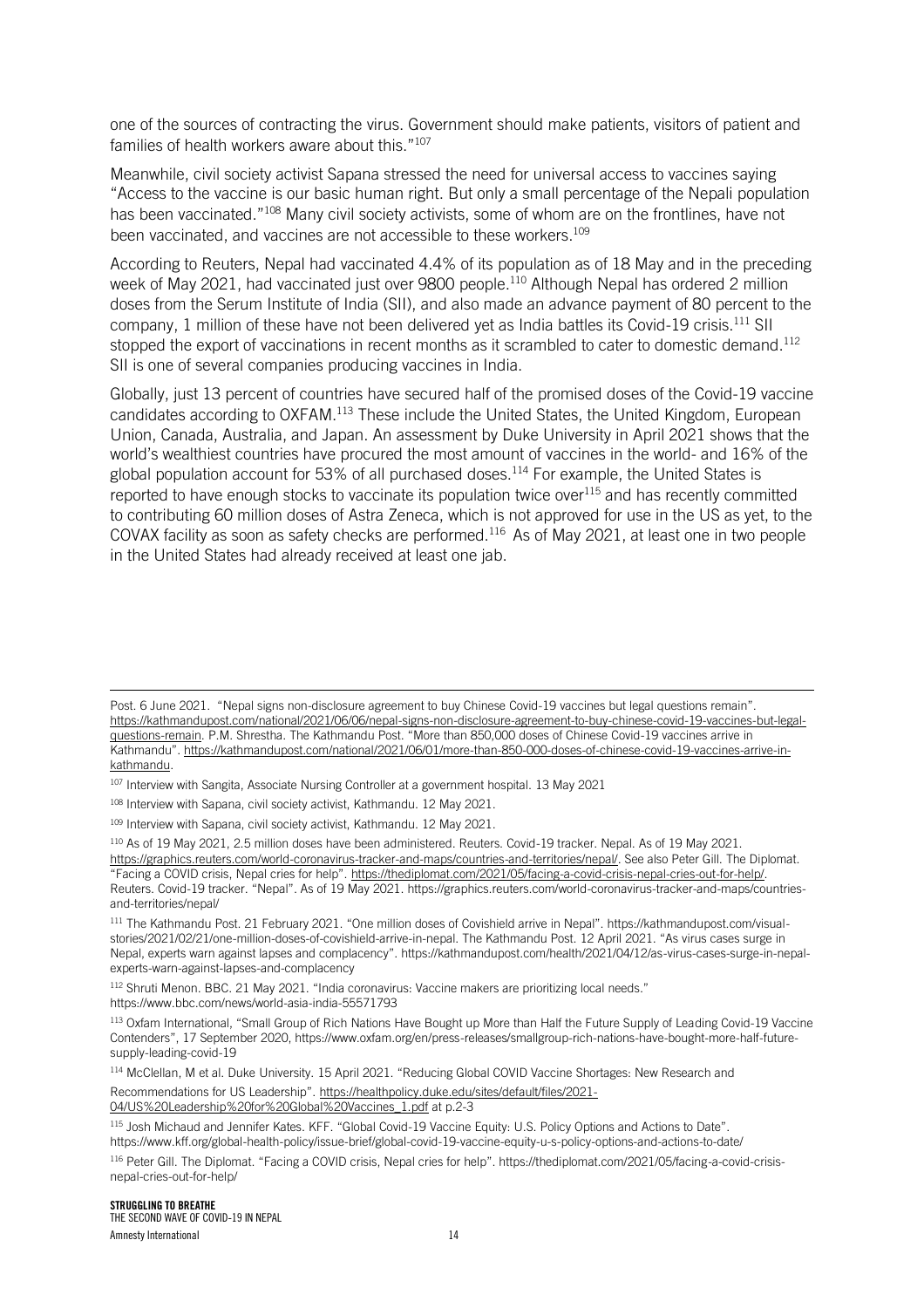one of the sources of contracting the virus. Government should make patients, visitors of patient and families of health workers aware about this."[107]

Meanwhile, civil society activist Sapana stressed the need for universal access to vaccines saying "Access to the vaccine is our basic human right. But only a small percentage of the Nepali population has been vaccinated."[108] Many civil society activists, some of whom are on the frontlines, have not been vaccinated, and vaccines are not accessible to these workers.[109]

According to Reuters, Nepal had vaccinated 4.4% of its population as of 18 May and in the preceding week of May 2021, had vaccinated just over 9800 people.[110] Although Nepal has ordered 2 million doses from the Serum Institute of India (SII), and also made an advance payment of 80 percent to the company, 1 million of these have not been delivered yet as India battles its Covid-19 crisis.[111] SII stopped the export of vaccinations in recent months as it scrambled to cater to domestic demand.[112] SII is one of several companies producing vaccines in India.

Globally, just 13 percent of countries have secured half of the promised doses of the Covid-19 vaccine candidates according to OXFAM.[113] These include the United States, the United Kingdom, European Union, Canada, Australia, and Japan. An assessment by Duke University in April 2021 shows that the world's wealthiest countries have procured the most amount of vaccines in the world- and 16% of the global population account for 53% of all purchased doses.[114] For example, the United States is reported to have enough stocks to vaccinate its population twice over[115] and has recently committed to contributing 60 million doses of Astra Zeneca, which is not approved for use in the US as yet, to the COVAX facility as soon as safety checks are performed.[116] As of May 2021, at least one in two people in the United States had already received at least one jab.

---

Post. 6 June 2021. "Nepal signs non-disclosure agreement to buy Chinese Covid-19 vaccines but legal questions remain". https://kathmandupost.com/national/2021/06/06/nepal-signs-non-disclosure-agreement-to-buy-chinese-covid-19-vaccines-but-legal-questions-remain. P.M. Shrestha. The Kathmandu Post. "More than 850,000 doses of Chinese Covid-19 vaccines arrive in Kathmandu". https://kathmandupost.com/national/2021/06/01/more-than-850-000-doses-of-chinese-covid-19-vaccines-arrive-in-kathmandu.

[107] Interview with Sangita, Associate Nursing Controller at a government hospital. 13 May 2021

[108] Interview with Sapana, civil society activist, Kathmandu. 12 May 2021.

[109] Interview with Sapana, civil society activist, Kathmandu. 12 May 2021.

[110] As of 19 May 2021, 2.5 million doses have been administered. Reuters. Covid-19 tracker. Nepal. As of 19 May 2021. https://graphics.reuters.com/world-coronavirus-tracker-and-maps/countries-and-territories/nepal/. See also Peter Gill. The Diplomat. "Facing a COVID crisis, Nepal cries for help". https://thediplomat.com/2021/05/facing-a-covid-crisis-nepal-cries-out-for-help/. Reuters. Covid-19 tracker. "Nepal". As of 19 May 2021. https://graphics.reuters.com/world-coronavirus-tracker-and-maps/countries-and-territories/nepal/

[111] The Kathmandu Post. 21 February 2021. "One million doses of Covishield arrive in Nepal". https://kathmandupost.com/visual-stories/2021/02/21/one-million-doses-of-covishield-arrive-in-nepal. The Kathmandu Post. 12 April 2021. "As virus cases surge in Nepal, experts warn against lapses and complacency". https://kathmandupost.com/health/2021/04/12/as-virus-cases-surge-in-nepal-experts-warn-against-lapses-and-complacency

[112] Shruti Menon. BBC. 21 May 2021. "India coronavirus: Vaccine makers are prioritizing local needs." https://www.bbc.com/news/world-asia-india-55571793

[113] Oxfam International, "Small Group of Rich Nations Have Bought up More than Half the Future Supply of Leading Covid-19 Vaccine Contenders", 17 September 2020, https://www.oxfam.org/en/press-releases/smallgroup-rich-nations-have-bought-more-half-future-supply-leading-covid-19

[114] McClellan, M et al. Duke University. 15 April 2021. "Reducing Global COVID Vaccine Shortages: New Research and Recommendations for US Leadership". https://healthpolicy.duke.edu/sites/default/files/2021-04/US%20Leadership%20for%20Global%20Vaccines_1.pdf at p.2-3

[115] Josh Michaud and Jennifer Kates. KFF. "Global Covid-19 Vaccine Equity: U.S. Policy Options and Actions to Date". https://www.kff.org/global-health-policy/issue-brief/global-covid-19-vaccine-equity-u-s-policy-options-and-actions-to-date/

[116] Peter Gill. The Diplomat. "Facing a COVID crisis, Nepal cries for help". https://thediplomat.com/2021/05/facing-a-covid-crisis-nepal-cries-out-for-help/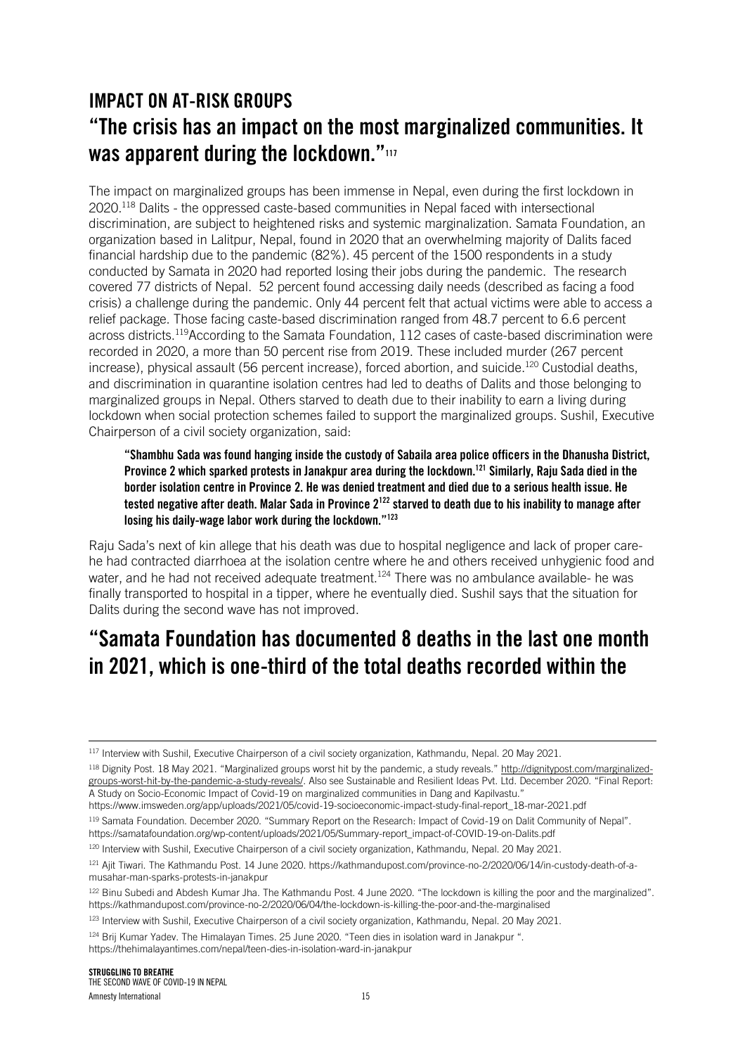## IMPACT ON AT-RISK GROUPS

## "The crisis has an impact on the most marginalized communities. It was apparent during the lockdown."[117]

The impact on marginalized groups has been immense in Nepal, even during the first lockdown in 2020.[118] Dalits - the oppressed caste-based communities in Nepal faced with intersectional discrimination, are subject to heightened risks and systemic marginalization. Samata Foundation, an organization based in Lalitpur, Nepal, found in 2020 that an overwhelming majority of Dalits faced financial hardship due to the pandemic (82%). 45 percent of the 1500 respondents in a study conducted by Samata in 2020 had reported losing their jobs during the pandemic. The research covered 77 districts of Nepal. 52 percent found accessing daily needs (described as facing a food crisis) a challenge during the pandemic. Only 44 percent felt that actual victims were able to access a relief package. Those facing caste-based discrimination ranged from 48.7 percent to 6.6 percent across districts.[119] According to the Samata Foundation, 112 cases of caste-based discrimination were recorded in 2020, a more than 50 percent rise from 2019. These included murder (267 percent increase), physical assault (56 percent increase), forced abortion, and suicide.[120] Custodial deaths, and discrimination in quarantine isolation centres had led to deaths of Dalits and those belonging to marginalized groups in Nepal. Others starved to death due to their inability to earn a living during lockdown when social protection schemes failed to support the marginalized groups. Sushil, Executive Chairperson of a civil society organization, said:

> **"Shambhu Sada was found hanging inside the custody of Sabaila area police officers in the Dhanusha District, Province 2 which sparked protests in Janakpur area during the lockdown.[121] Similarly, Raju Sada died in the border isolation centre in Province 2. He was denied treatment and died due to a serious health issue. He tested negative after death. Malar Sada in Province 2[122] starved to death due to his inability to manage after losing his daily-wage labor work during the lockdown."[123]**

Raju Sada's next of kin allege that his death was due to hospital negligence and lack of proper care- he had contracted diarrhoea at the isolation centre where he and others received unhygienic food and water, and he had not received adequate treatment.[124] There was no ambulance available- he was finally transported to hospital in a tipper, where he eventually died. Sushil says that the situation for Dalits during the second wave has not improved.

## "Samata Foundation has documented 8 deaths in the last one month in 2021, which is one-third of the total deaths recorded within the

---

[117] Interview with Sushil, Executive Chairperson of a civil society organization, Kathmandu, Nepal. 20 May 2021.

[118] Dignity Post. 18 May 2021. "Marginalized groups worst hit by the pandemic, a study reveals." http://dignitypost.com/marginalized-groups-worst-hit-by-the-pandemic-a-study-reveals/. Also see Sustainable and Resilient Ideas Pvt. Ltd. December 2020. "Final Report: A Study on Socio-Economic Impact of Covid-19 on marginalized communities in Dang and Kapilvastu." https://www.imsweden.org/app/uploads/2021/05/covid-19-socioeconomic-impact-study-final-report_18-mar-2021.pdf

[119] Samata Foundation. December 2020. "Summary Report on the Research: Impact of Covid-19 on Dalit Community of Nepal". https://samatafoundation.org/wp-content/uploads/2021/05/Summary-report_impact-of-COVID-19-on-Dalits.pdf

[120] Interview with Sushil, Executive Chairperson of a civil society organization, Kathmandu, Nepal. 20 May 2021.

[121] Ajit Tiwari. The Kathmandu Post. 14 June 2020. https://kathmandupost.com/province-no-2/2020/06/14/in-custody-death-of-a-musahar-man-sparks-protests-in-janakpur

[122] Binu Subedi and Abdesh Kumar Jha. The Kathmandu Post. 4 June 2020. "The lockdown is killing the poor and the marginalized". https://kathmandupost.com/province-no-2/2020/06/04/the-lockdown-is-killing-the-poor-and-the-marginalised

[123] Interview with Sushil, Executive Chairperson of a civil society organization, Kathmandu, Nepal. 20 May 2021.

[124] Brij Kumar Yadev. The Himalayan Times. 25 June 2020. "Teen dies in isolation ward in Janakpur ". https://thehimalayantimes.com/nepal/teen-dies-in-isolation-ward-in-janakpur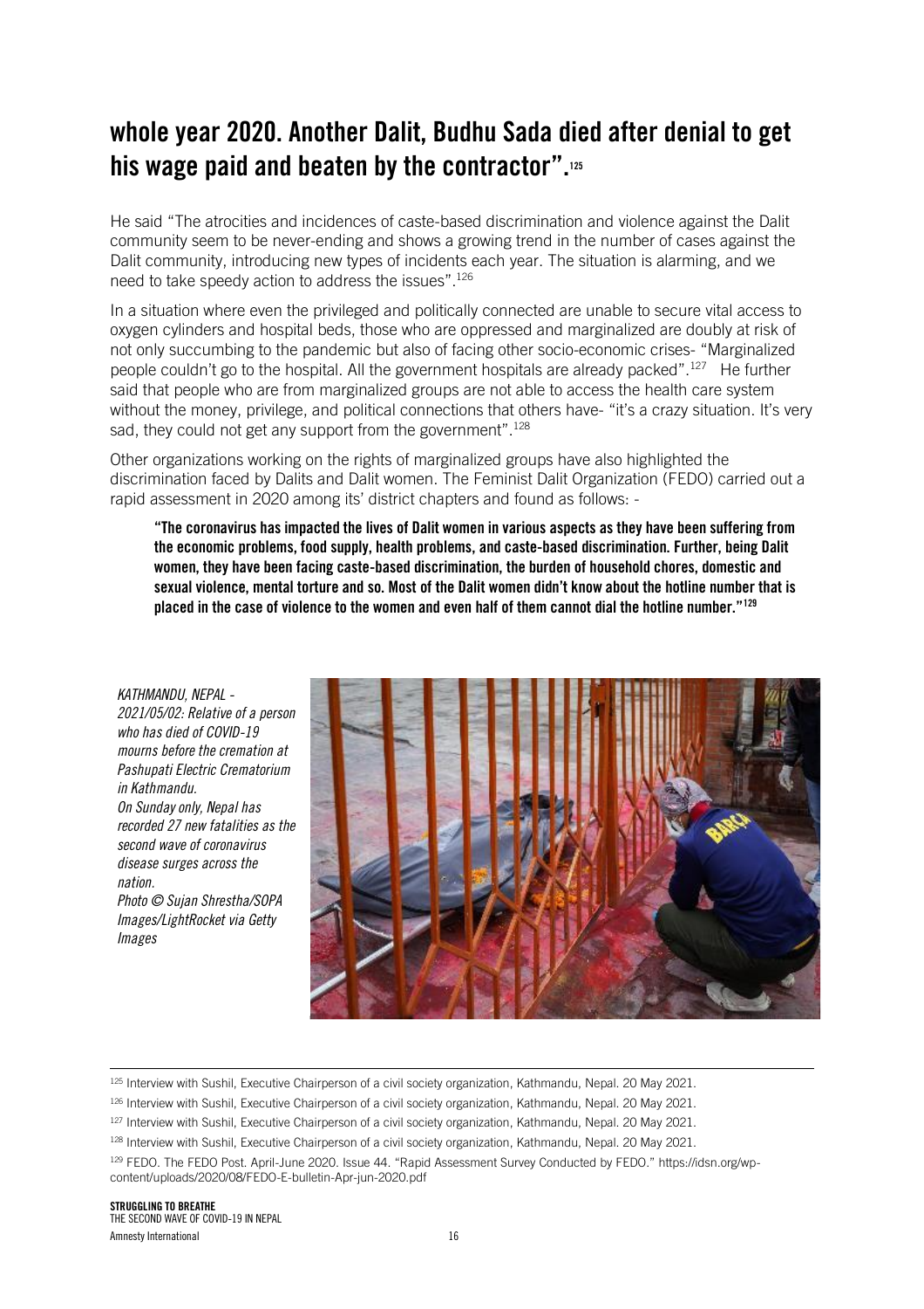## whole year 2020. Another Dalit, Budhu Sada died after denial to get his wage paid and beaten by the contractor".[125]

He said "The atrocities and incidences of caste-based discrimination and violence against the Dalit community seem to be never-ending and shows a growing trend in the number of cases against the Dalit community, introducing new types of incidents each year. The situation is alarming, and we need to take speedy action to address the issues".[126]

In a situation where even the privileged and politically connected are unable to secure vital access to oxygen cylinders and hospital beds, those who are oppressed and marginalized are doubly at risk of not only succumbing to the pandemic but also of facing other socio-economic crises- "Marginalized people couldn't go to the hospital. All the government hospitals are already packed".[127] He further said that people who are from marginalized groups are not able to access the health care system without the money, privilege, and political connections that others have- "it's a crazy situation. It's very sad, they could not get any support from the government".[128]

Other organizations working on the rights of marginalized groups have also highlighted the discrimination faced by Dalits and Dalit women. The Feminist Dalit Organization (FEDO) carried out a rapid assessment in 2020 among its' district chapters and found as follows: -

> **"The coronavirus has impacted the lives of Dalit women in various aspects as they have been suffering from the economic problems, food supply, health problems, and caste-based discrimination. Further, being Dalit women, they have been facing caste-based discrimination, the burden of household chores, domestic and sexual violence, mental torture and so. Most of the Dalit women didn't know about the hotline number that is placed in the case of violence to the women and even half of them cannot dial the hotline number."[129]**

*KATHMANDU, NEPAL - 2021/05/02: Relative of a person who has died of COVID-19 mourns before the cremation at Pashupati Electric Crematorium in Kathmandu.*
*On Sunday only, Nepal has recorded 27 new fatalities as the second wave of coronavirus disease surges across the nation.*
*Photo © Sujan Shrestha/SOPA Images/LightRocket via Getty Images*

---

[125] Interview with Sushil, Executive Chairperson of a civil society organization, Kathmandu, Nepal. 20 May 2021.

[126] Interview with Sushil, Executive Chairperson of a civil society organization, Kathmandu, Nepal. 20 May 2021.

[127] Interview with Sushil, Executive Chairperson of a civil society organization, Kathmandu, Nepal. 20 May 2021.

[128] Interview with Sushil, Executive Chairperson of a civil society organization, Kathmandu, Nepal. 20 May 2021.

[129] FEDO. The FEDO Post. April-June 2020. Issue 44. "Rapid Assessment Survey Conducted by FEDO." https://idsn.org/wp-content/uploads/2020/08/FEDO-E-bulletin-Apr-jun-2020.pdf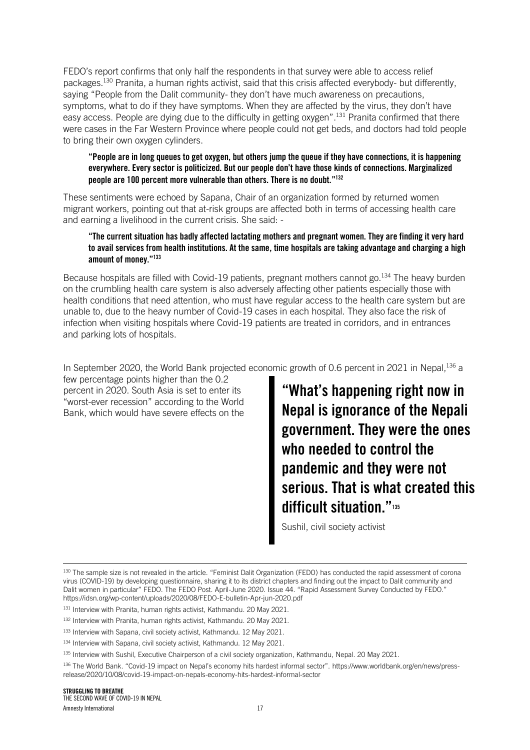FEDO's report confirms that only half the respondents in that survey were able to access relief packages.[130] Pranita, a human rights activist, said that this crisis affected everybody- but differently, saying "People from the Dalit community- they don't have much awareness on precautions, symptoms, what to do if they have symptoms. When they are affected by the virus, they don't have easy access. People are dying due to the difficulty in getting oxygen".[131] Pranita confirmed that there were cases in the Far Western Province where people could not get beds, and doctors had told people to bring their own oxygen cylinders.

> **"People are in long queues to get oxygen, but others jump the queue if they have connections, it is happening everywhere. Every sector is politicized. But our people don't have those kinds of connections. Marginalized people are 100 percent more vulnerable than others. There is no doubt."[132]**

These sentiments were echoed by Sapana, Chair of an organization formed by returned women migrant workers, pointing out that at-risk groups are affected both in terms of accessing health care and earning a livelihood in the current crisis. She said: -

> **"The current situation has badly affected lactating mothers and pregnant women. They are finding it very hard to avail services from health institutions. At the same, time hospitals are taking advantage and charging a high amount of money."[133]**

Because hospitals are filled with Covid-19 patients, pregnant mothers cannot go.[134] The heavy burden on the crumbling health care system is also adversely affecting other patients especially those with health conditions that need attention, who must have regular access to the health care system but are unable to, due to the heavy number of Covid-19 cases in each hospital. They also face the risk of infection when visiting hospitals where Covid-19 patients are treated in corridors, and in entrances and parking lots of hospitals.

In September 2020, the World Bank projected economic growth of 0.6 percent in 2021 in Nepal,[136] a few percentage points higher than the 0.2 percent in 2020. South Asia is set to enter its "worst-ever recession" according to the World Bank, which would have severe effects on the

> **"What's happening right now in Nepal is ignorance of the Nepali government. They were the ones who needed to control the pandemic and they were not serious. That is what created this difficult situation."[135]**
>
> Sushil, civil society activist

---

[130] The sample size is not revealed in the article. "Feminist Dalit Organization (FEDO) has conducted the rapid assessment of corona virus (COVID-19) by developing questionnaire, sharing it to its district chapters and finding out the impact to Dalit community and Dalit women in particular" FEDO. The FEDO Post. April-June 2020. Issue 44. "Rapid Assessment Survey Conducted by FEDO." https://idsn.org/wp-content/uploads/2020/08/FEDO-E-bulletin-Apr-jun-2020.pdf

[131] Interview with Pranita, human rights activist, Kathmandu. 20 May 2021.

[132] Interview with Pranita, human rights activist, Kathmandu. 20 May 2021.

[133] Interview with Sapana, civil society activist, Kathmandu. 12 May 2021.

[134] Interview with Sapana, civil society activist, Kathmandu. 12 May 2021.

[135] Interview with Sushil, Executive Chairperson of a civil society organization, Kathmandu, Nepal. 20 May 2021.

[136] The World Bank. "Covid-19 impact on Nepal's economy hits hardest informal sector". https://www.worldbank.org/en/news/press-release/2020/10/08/covid-19-impact-on-nepals-economy-hits-hardest-informal-sector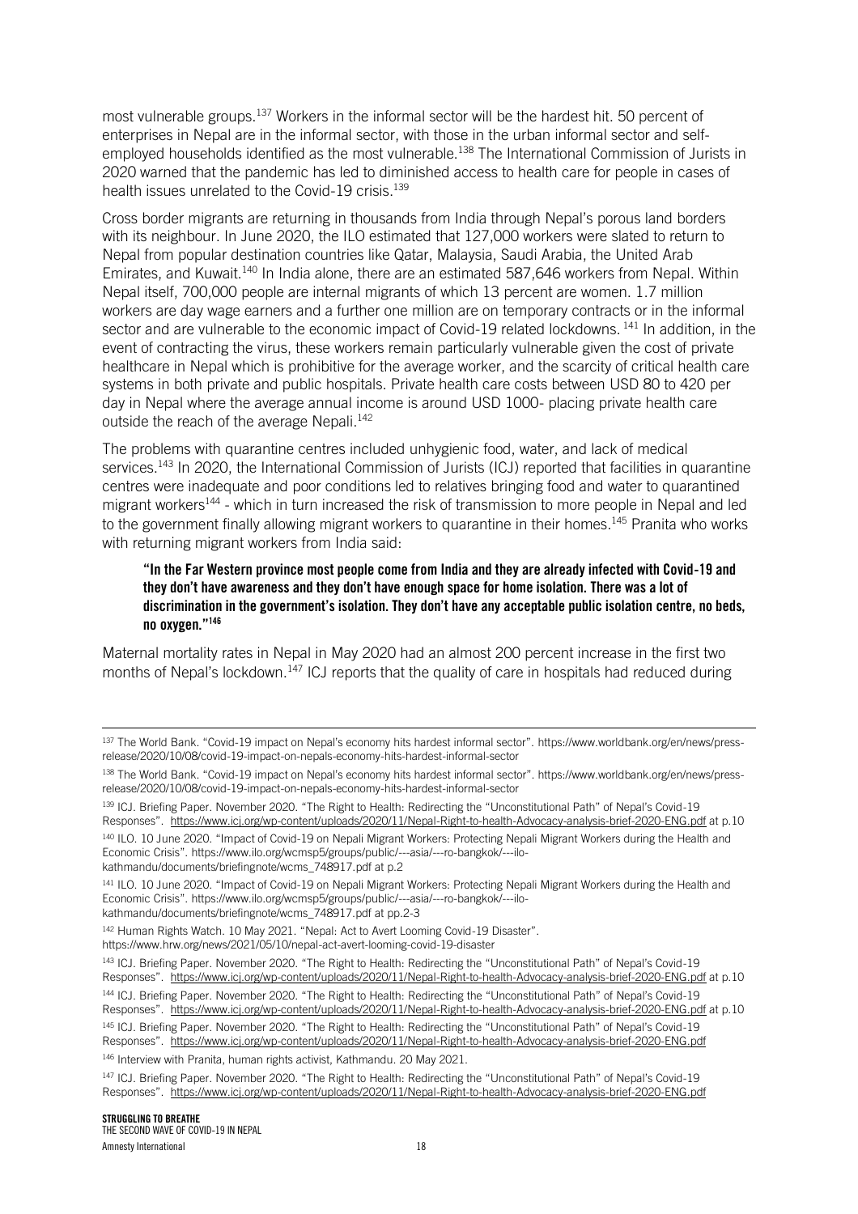most vulnerable groups.[137] Workers in the informal sector will be the hardest hit. 50 percent of enterprises in Nepal are in the informal sector, with those in the urban informal sector and self-employed households identified as the most vulnerable.[138] The International Commission of Jurists in 2020 warned that the pandemic has led to diminished access to health care for people in cases of health issues unrelated to the Covid-19 crisis.[139]

Cross border migrants are returning in thousands from India through Nepal's porous land borders with its neighbour. In June 2020, the ILO estimated that 127,000 workers were slated to return to Nepal from popular destination countries like Qatar, Malaysia, Saudi Arabia, the United Arab Emirates, and Kuwait.[140] In India alone, there are an estimated 587,646 workers from Nepal. Within Nepal itself, 700,000 people are internal migrants of which 13 percent are women. 1.7 million workers are day wage earners and a further one million are on temporary contracts or in the informal sector and are vulnerable to the economic impact of Covid-19 related lockdowns.[141] In addition, in the event of contracting the virus, these workers remain particularly vulnerable given the cost of private healthcare in Nepal which is prohibitive for the average worker, and the scarcity of critical health care systems in both private and public hospitals. Private health care costs between USD 80 to 420 per day in Nepal where the average annual income is around USD 1000- placing private health care outside the reach of the average Nepali.[142]

The problems with quarantine centres included unhygienic food, water, and lack of medical services.[143] In 2020, the International Commission of Jurists (ICJ) reported that facilities in quarantine centres were inadequate and poor conditions led to relatives bringing food and water to quarantined migrant workers[144] - which in turn increased the risk of transmission to more people in Nepal and led to the government finally allowing migrant workers to quarantine in their homes.[145] Pranita who works with returning migrant workers from India said:

> **"In the Far Western province most people come from India and they are already infected with Covid-19 and they don't have awareness and they don't have enough space for home isolation. There was a lot of discrimination in the government's isolation. They don't have any acceptable public isolation centre, no beds, no oxygen."[146]**

Maternal mortality rates in Nepal in May 2020 had an almost 200 percent increase in the first two months of Nepal's lockdown.[147] ICJ reports that the quality of care in hospitals had reduced during

---

[137] The World Bank. "Covid-19 impact on Nepal's economy hits hardest informal sector". https://www.worldbank.org/en/news/press-release/2020/10/08/covid-19-impact-on-nepals-economy-hits-hardest-informal-sector

[138] The World Bank. "Covid-19 impact on Nepal's economy hits hardest informal sector". https://www.worldbank.org/en/news/press-release/2020/10/08/covid-19-impact-on-nepals-economy-hits-hardest-informal-sector

[139] ICJ. Briefing Paper. November 2020. "The Right to Health: Redirecting the "Unconstitutional Path" of Nepal's Covid-19 Responses". https://www.icj.org/wp-content/uploads/2020/11/Nepal-Right-to-health-Advocacy-analysis-brief-2020-ENG.pdf at p.10

[140] ILO. 10 June 2020. "Impact of Covid-19 on Nepali Migrant Workers: Protecting Nepali Migrant Workers during the Health and Economic Crisis". https://www.ilo.org/wcmsp5/groups/public/---asia/---ro-bangkok/---ilo-kathmandu/documents/briefingnote/wcms_748917.pdf at p.2

[141] ILO. 10 June 2020. "Impact of Covid-19 on Nepali Migrant Workers: Protecting Nepali Migrant Workers during the Health and Economic Crisis". https://www.ilo.org/wcmsp5/groups/public/---asia/---ro-bangkok/---ilo-kathmandu/documents/briefingnote/wcms_748917.pdf at pp.2-3

[142] Human Rights Watch. 10 May 2021. "Nepal: Act to Avert Looming Covid-19 Disaster". https://www.hrw.org/news/2021/05/10/nepal-act-avert-looming-covid-19-disaster

[143] ICJ. Briefing Paper. November 2020. "The Right to Health: Redirecting the "Unconstitutional Path" of Nepal's Covid-19 Responses". https://www.icj.org/wp-content/uploads/2020/11/Nepal-Right-to-health-Advocacy-analysis-brief-2020-ENG.pdf at p.10

[144] ICJ. Briefing Paper. November 2020. "The Right to Health: Redirecting the "Unconstitutional Path" of Nepal's Covid-19 Responses". https://www.icj.org/wp-content/uploads/2020/11/Nepal-Right-to-health-Advocacy-analysis-brief-2020-ENG.pdf at p.10

[145] ICJ. Briefing Paper. November 2020. "The Right to Health: Redirecting the "Unconstitutional Path" of Nepal's Covid-19 Responses". https://www.icj.org/wp-content/uploads/2020/11/Nepal-Right-to-health-Advocacy-analysis-brief-2020-ENG.pdf

[146] Interview with Pranita, human rights activist, Kathmandu. 20 May 2021.

[147] ICJ. Briefing Paper. November 2020. "The Right to Health: Redirecting the "Unconstitutional Path" of Nepal's Covid-19 Responses". https://www.icj.org/wp-content/uploads/2020/11/Nepal-Right-to-health-Advocacy-analysis-brief-2020-ENG.pdf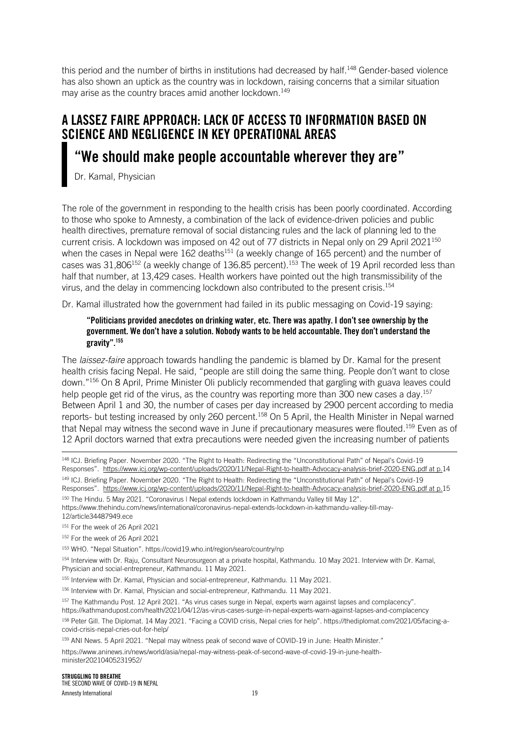this period and the number of births in institutions had decreased by half.[148] Gender-based violence has also shown an uptick as the country was in lockdown, raising concerns that a similar situation may arise as the country braces amid another lockdown.[149]

## A LASSEZ FAIRE APPROACH: LACK OF ACCESS TO INFORMATION BASED ON SCIENCE AND NEGLIGENCE IN KEY OPERATIONAL AREAS

> **"We should make people accountable wherever they are"**
>
> Dr. Kamal, Physician

The role of the government in responding to the health crisis has been poorly coordinated. According to those who spoke to Amnesty, a combination of the lack of evidence-driven policies and public health directives, premature removal of social distancing rules and the lack of planning led to the current crisis. A lockdown was imposed on 42 out of 77 districts in Nepal only on 29 April 2021[150] when the cases in Nepal were 162 deaths[151] (a weekly change of 165 percent) and the number of cases was 31,806[152] (a weekly change of 136.85 percent).[153] The week of 19 April recorded less than half that number, at 13,429 cases. Health workers have pointed out the high transmissibility of the virus, and the delay in commencing lockdown also contributed to the present crisis.[154]

Dr. Kamal illustrated how the government had failed in its public messaging on Covid-19 saying:

> **"Politicians provided anecdotes on drinking water, etc. There was apathy. I don't see ownership by the government. We don't have a solution. Nobody wants to be held accountable. They don't understand the gravity".[155]**

The *laissez-faire* approach towards handling the pandemic is blamed by Dr. Kamal for the present health crisis facing Nepal. He said, "people are still doing the same thing. People don't want to close down."[156] On 8 April, Prime Minister Oli publicly recommended that gargling with guava leaves could help people get rid of the virus, as the country was reporting more than 300 new cases a day.[157] Between April 1 and 30, the number of cases per day increased by 2900 percent according to media reports- but testing increased by only 260 percent.[158] On 5 April, the Health Minister in Nepal warned that Nepal may witness the second wave in June if precautionary measures were flouted.[159] Even as of 12 April doctors warned that extra precautions were needed given the increasing number of patients

---

[148] ICJ. Briefing Paper. November 2020. "The Right to Health: Redirecting the "Unconstitutional Path" of Nepal's Covid-19 Responses". https://www.icj.org/wp-content/uploads/2020/11/Nepal-Right-to-health-Advocacy-analysis-brief-2020-ENG.pdf at p.14

[149] ICJ. Briefing Paper. November 2020. "The Right to Health: Redirecting the "Unconstitutional Path" of Nepal's Covid-19 Responses". https://www.icj.org/wp-content/uploads/2020/11/Nepal-Right-to-health-Advocacy-analysis-brief-2020-ENG.pdf at p.15

[150] The Hindu. 5 May 2021. "Coronavirus | Nepal extends lockdown in Kathmandu Valley till May 12". https://www.thehindu.com/news/international/coronavirus-nepal-extends-lockdown-in-kathmandu-valley-till-may-12/article34487949.ece

[151] For the week of 26 April 2021

[152] For the week of 26 April 2021

[153] WHO. "Nepal Situation". https://covid19.who.int/region/searo/country/np

[154] Interview with Dr. Raju, Consultant Neurosurgeon at a private hospital, Kathmandu. 10 May 2021. Interview with Dr. Kamal, Physician and social-entrepreneur, Kathmandu. 11 May 2021.

[155] Interview with Dr. Kamal, Physician and social-entrepreneur, Kathmandu. 11 May 2021.

[156] Interview with Dr. Kamal, Physician and social-entrepreneur, Kathmandu. 11 May 2021.

[157] The Kathmandu Post. 12 April 2021. "As virus cases surge in Nepal, experts warn against lapses and complacency". https://kathmandupost.com/health/2021/04/12/as-virus-cases-surge-in-nepal-experts-warn-against-lapses-and-complacency

[158] Peter Gill. The Diplomat. 14 May 2021. "Facing a COVID crisis, Nepal cries for help". https://thediplomat.com/2021/05/facing-a-covid-crisis-nepal-cries-out-for-help/

[159] ANI News. 5 April 2021. "Nepal may witness peak of second wave of COVID-19 in June: Health Minister." https://www.aninews.in/news/world/asia/nepal-may-witness-peak-of-second-wave-of-covid-19-in-june-health-minister20210405231952/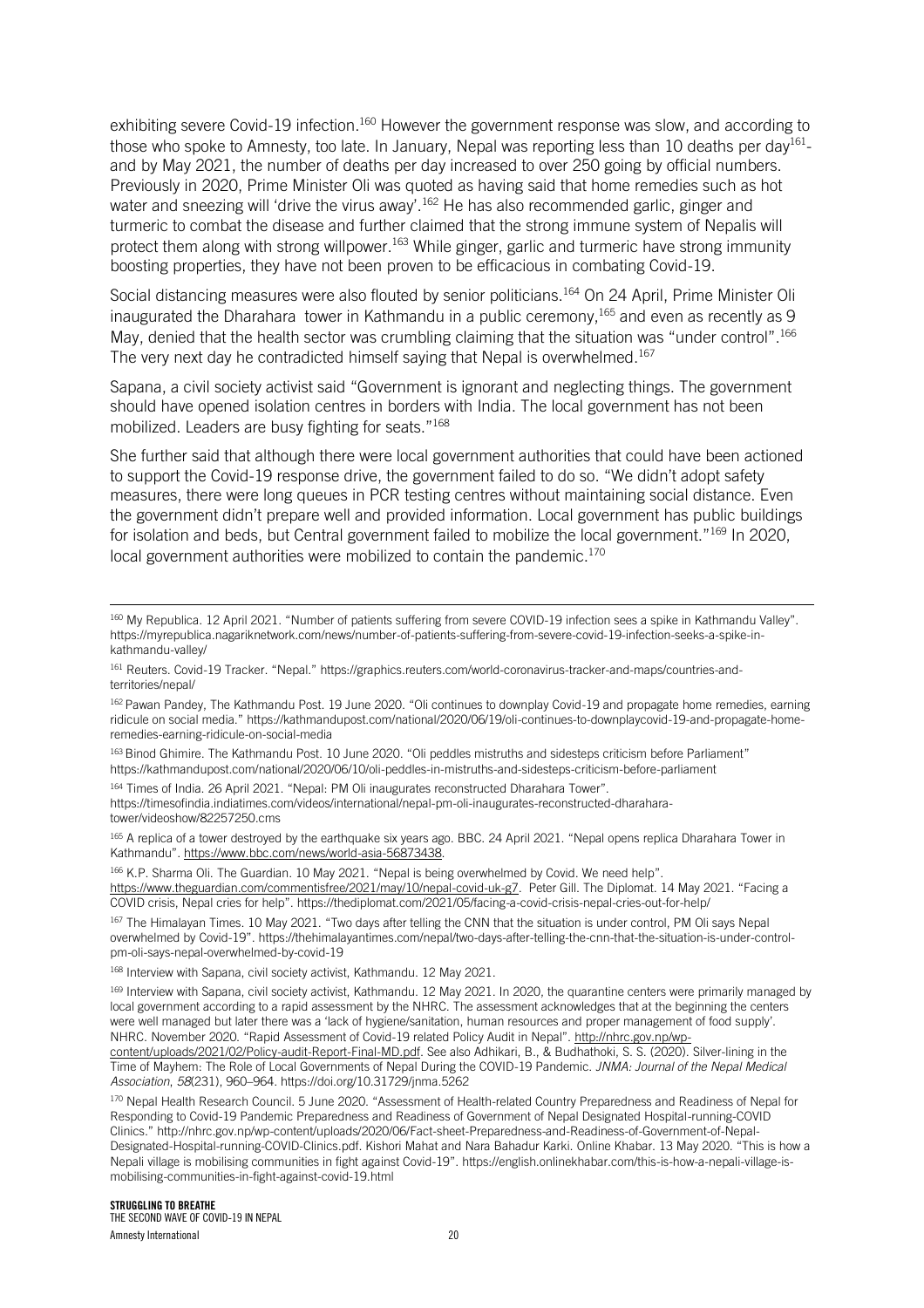exhibiting severe Covid-19 infection.[160] However the government response was slow, and according to those who spoke to Amnesty, too late. In January, Nepal was reporting less than 10 deaths per day[161]- and by May 2021, the number of deaths per day increased to over 250 going by official numbers. Previously in 2020, Prime Minister Oli was quoted as having said that home remedies such as hot water and sneezing will 'drive the virus away'.[162] He has also recommended garlic, ginger and turmeric to combat the disease and further claimed that the strong immune system of Nepalis will protect them along with strong willpower.[163] While ginger, garlic and turmeric have strong immunity boosting properties, they have not been proven to be efficacious in combating Covid-19.

Social distancing measures were also flouted by senior politicians.[164] On 24 April, Prime Minister Oli inaugurated the Dharahara tower in Kathmandu in a public ceremony,[165] and even as recently as 9 May, denied that the health sector was crumbling claiming that the situation was "under control".[166] The very next day he contradicted himself saying that Nepal is overwhelmed.[167]

Sapana, a civil society activist said "Government is ignorant and neglecting things. The government should have opened isolation centres in borders with India. The local government has not been mobilized. Leaders are busy fighting for seats."[168]

She further said that although there were local government authorities that could have been actioned to support the Covid-19 response drive, the government failed to do so. "We didn't adopt safety measures, there were long queues in PCR testing centres without maintaining social distance. Even the government didn't prepare well and provided information. Local government has public buildings for isolation and beds, but Central government failed to mobilize the local government."[169] In 2020, local government authorities were mobilized to contain the pandemic.[170]

---

[160] My Republica. 12 April 2021. "Number of patients suffering from severe COVID-19 infection sees a spike in Kathmandu Valley". https://myrepublica.nagariknetwork.com/news/number-of-patients-suffering-from-severe-covid-19-infection-seeks-a-spike-in-kathmandu-valley/

[161] Reuters. Covid-19 Tracker. "Nepal." https://graphics.reuters.com/world-coronavirus-tracker-and-maps/countries-and-territories/nepal/

[162] Pawan Pandey, The Kathmandu Post. 19 June 2020. "Oli continues to downplay Covid-19 and propagate home remedies, earning ridicule on social media." https://kathmandupost.com/national/2020/06/19/oli-continues-to-downplaycovid-19-and-propagate-home-remedies-earning-ridicule-on-social-media

[163] Binod Ghimire. The Kathmandu Post. 10 June 2020. "Oli peddles mistruths and sidesteps criticism before Parliament" https://kathmandupost.com/national/2020/06/10/oli-peddles-in-mistruths-and-sidesteps-criticism-before-parliament

[164] Times of India. 26 April 2021. "Nepal: PM Oli inaugurates reconstructed Dharahara Tower". https://timesofindia.indiatimes.com/videos/international/nepal-pm-oli-inaugurates-reconstructed-dharahara-tower/videoshow/82257250.cms

[165] A replica of a tower destroyed by the earthquake six years ago. BBC. 24 April 2021. "Nepal opens replica Dharahara Tower in Kathmandu". https://www.bbc.com/news/world-asia-56873438.

[166] K.P. Sharma Oli. The Guardian. 10 May 2021. "Nepal is being overwhelmed by Covid. We need help". https://www.theguardian.com/commentisfree/2021/may/10/nepal-covid-uk-g7. Peter Gill. The Diplomat. 14 May 2021. "Facing a COVID crisis, Nepal cries for help". https://thediplomat.com/2021/05/facing-a-covid-crisis-nepal-cries-out-for-help/

[167] The Himalayan Times. 10 May 2021. "Two days after telling the CNN that the situation is under control, PM Oli says Nepal overwhelmed by Covid-19". https://thehimalayantimes.com/nepal/two-days-after-telling-the-cnn-that-the-situation-is-under-control-pm-oli-says-nepal-overwhelmed-by-covid-19

[168] Interview with Sapana, civil society activist, Kathmandu. 12 May 2021.

[169] Interview with Sapana, civil society activist, Kathmandu. 12 May 2021. In 2020, the quarantine centers were primarily managed by local government according to a rapid assessment by the NHRC. The assessment acknowledges that at the beginning the centers were well managed but later there was a 'lack of hygiene/sanitation, human resources and proper management of food supply'. NHRC. November 2020. "Rapid Assessment of Covid-19 related Policy Audit in Nepal". http://nhrc.gov.np/wp-content/uploads/2021/02/Policy-audit-Report-Final-MD.pdf. See also Adhikari, B., & Budhathoki, S. S. (2020). Silver-lining in the Time of Mayhem: The Role of Local Governments of Nepal During the COVID-19 Pandemic. *JNMA: Journal of the Nepal Medical Association*, *58*(231), 960–964. https://doi.org/10.31729/jnma.5262

[170] Nepal Health Research Council. 5 June 2020. "Assessment of Health-related Country Preparedness and Readiness of Nepal for Responding to Covid-19 Pandemic Preparedness and Readiness of Government of Nepal Designated Hospital-running-COVID Clinics." http://nhrc.gov.np/wp-content/uploads/2020/06/Fact-sheet-Preparedness-and-Readiness-of-Government-of-Nepal-Designated-Hospital-running-COVID-Clinics.pdf. Kishori Mahat and Nara Bahadur Karki. Online Khabar. 13 May 2020. "This is how a Nepali village is mobilising communities in fight against Covid-19". https://english.onlinekhabar.com/this-is-how-a-nepali-village-is-mobilising-communities-in-fight-against-covid-19.html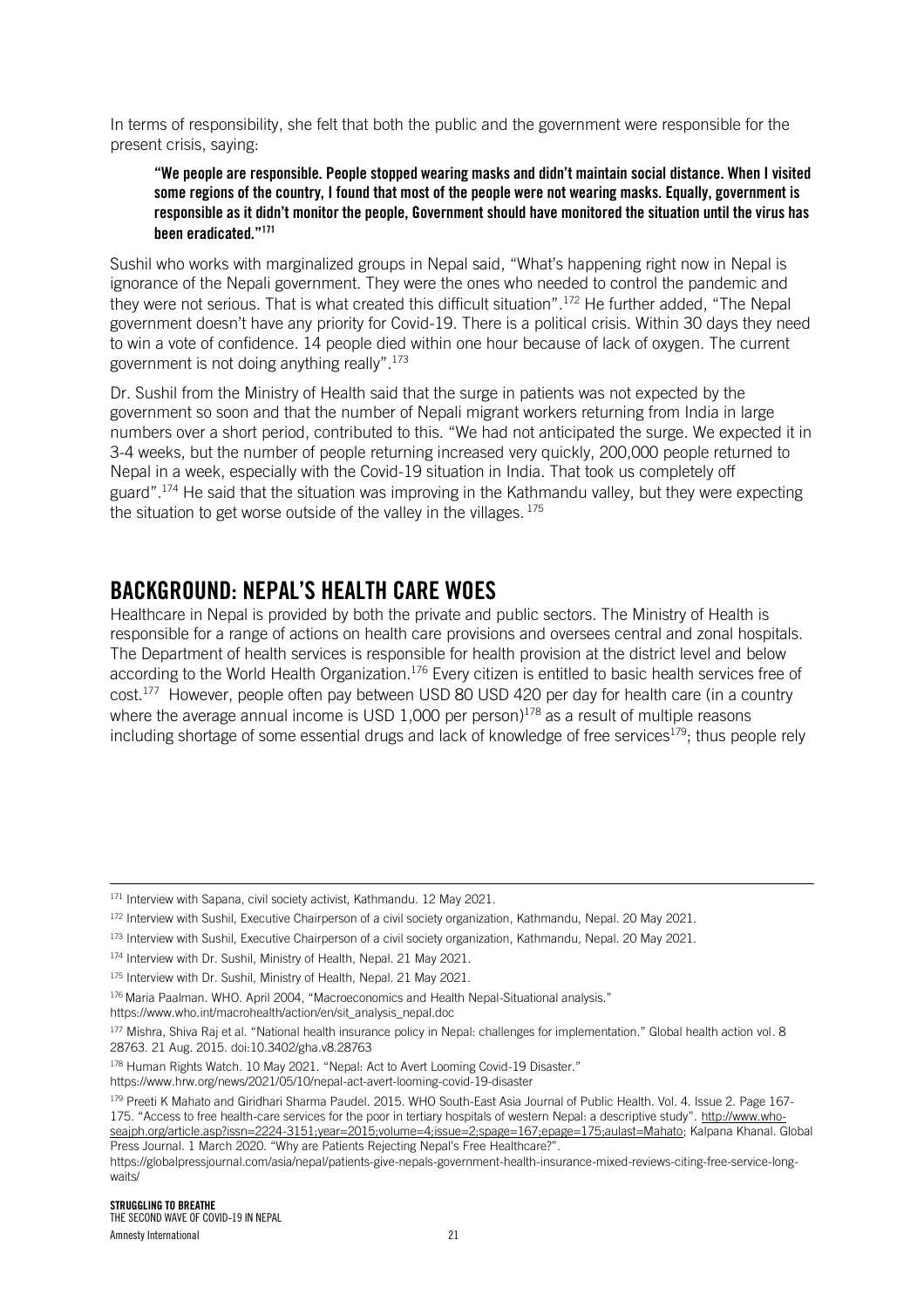In terms of responsibility, she felt that both the public and the government were responsible for the present crisis, saying:

> **"We people are responsible. People stopped wearing masks and didn't maintain social distance. When I visited some regions of the country, I found that most of the people were not wearing masks. Equally, government is responsible as it didn't monitor the people, Government should have monitored the situation until the virus has been eradicated."[171]**

Sushil who works with marginalized groups in Nepal said, "What's happening right now in Nepal is ignorance of the Nepali government. They were the ones who needed to control the pandemic and they were not serious. That is what created this difficult situation".[172] He further added, "The Nepal government doesn't have any priority for Covid-19. There is a political crisis. Within 30 days they need to win a vote of confidence. 14 people died within one hour because of lack of oxygen. The current government is not doing anything really".[173]

Dr. Sushil from the Ministry of Health said that the surge in patients was not expected by the government so soon and that the number of Nepali migrant workers returning from India in large numbers over a short period, contributed to this. "We had not anticipated the surge. We expected it in 3-4 weeks, but the number of people returning increased very quickly, 200,000 people returned to Nepal in a week, especially with the Covid-19 situation in India. That took us completely off guard".[174] He said that the situation was improving in the Kathmandu valley, but they were expecting the situation to get worse outside of the valley in the villages. [175]

## BACKGROUND: NEPAL'S HEALTH CARE WOES

Healthcare in Nepal is provided by both the private and public sectors. The Ministry of Health is responsible for a range of actions on health care provisions and oversees central and zonal hospitals. The Department of health services is responsible for health provision at the district level and below according to the World Health Organization.[176] Every citizen is entitled to basic health services free of cost.[177] However, people often pay between USD 80 USD 420 per day for health care (in a country where the average annual income is USD 1,000 per person)[178] as a result of multiple reasons including shortage of some essential drugs and lack of knowledge of free services[179]; thus people rely

---

[171] Interview with Sapana, civil society activist, Kathmandu. 12 May 2021.

[172] Interview with Sushil, Executive Chairperson of a civil society organization, Kathmandu, Nepal. 20 May 2021.

[173] Interview with Sushil, Executive Chairperson of a civil society organization, Kathmandu, Nepal. 20 May 2021.

[174] Interview with Dr. Sushil, Ministry of Health, Nepal. 21 May 2021.

[175] Interview with Dr. Sushil, Ministry of Health, Nepal. 21 May 2021.

[176] Maria Paalman. WHO. April 2004, "Macroeconomics and Health Nepal-Situational analysis." https://www.who.int/macrohealth/action/en/sit_analysis_nepal.doc

[177] Mishra, Shiva Raj et al. "National health insurance policy in Nepal: challenges for implementation." Global health action vol. 8 28763. 21 Aug. 2015. doi:10.3402/gha.v8.28763

[178] Human Rights Watch. 10 May 2021. "Nepal: Act to Avert Looming Covid-19 Disaster." https://www.hrw.org/news/2021/05/10/nepal-act-avert-looming-covid-19-disaster

[179] Preeti K Mahato and Giridhari Sharma Paudel. 2015. WHO South-East Asia Journal of Public Health. Vol. 4. Issue 2. Page 167-175. "Access to free health-care services for the poor in tertiary hospitals of western Nepal: a descriptive study". http://www.who-seajph.org/article.asp?issn=2224-3151;year=2015;volume=4;issue=2;spage=167;epage=175;aulast=Mahato; Kalpana Khanal. Global Press Journal. 1 March 2020. "Why are Patients Rejecting Nepal's Free Healthcare?". https://globalpressjournal.com/asia/nepal/patients-give-nepals-government-health-insurance-mixed-reviews-citing-free-service-long-waits/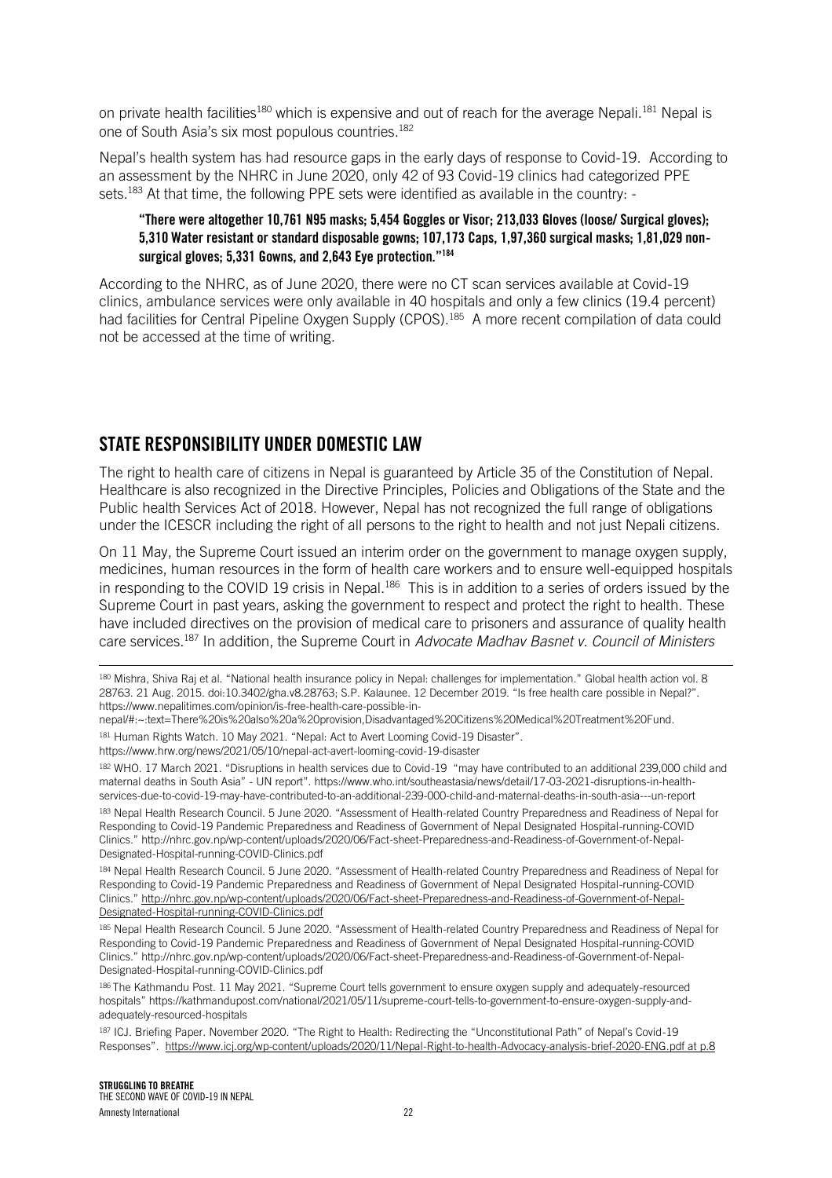on private health facilities[180] which is expensive and out of reach for the average Nepali.[181] Nepal is one of South Asia's six most populous countries.[182]

Nepal's health system has had resource gaps in the early days of response to Covid-19. According to an assessment by the NHRC in June 2020, only 42 of 93 Covid-19 clinics had categorized PPE sets.[183] At that time, the following PPE sets were identified as available in the country: -

> **"There were altogether 10,761 N95 masks; 5,454 Goggles or Visor; 213,033 Gloves (loose/ Surgical gloves); 5,310 Water resistant or standard disposable gowns; 107,173 Caps, 1,97,360 surgical masks; 1,81,029 non-surgical gloves; 5,331 Gowns, and 2,643 Eye protection."[184]**

According to the NHRC, as of June 2020, there were no CT scan services available at Covid-19 clinics, ambulance services were only available in 40 hospitals and only a few clinics (19.4 percent) had facilities for Central Pipeline Oxygen Supply (CPOS).[185] A more recent compilation of data could not be accessed at the time of writing.

## STATE RESPONSIBILITY UNDER DOMESTIC LAW

The right to health care of citizens in Nepal is guaranteed by Article 35 of the Constitution of Nepal. Healthcare is also recognized in the Directive Principles, Policies and Obligations of the State and the Public health Services Act of 2018. However, Nepal has not recognized the full range of obligations under the ICESCR including the right of all persons to the right to health and not just Nepali citizens.

On 11 May, the Supreme Court issued an interim order on the government to manage oxygen supply, medicines, human resources in the form of health care workers and to ensure well-equipped hospitals in responding to the COVID 19 crisis in Nepal.[186] This is in addition to a series of orders issued by the Supreme Court in past years, asking the government to respect and protect the right to health. These have included directives on the provision of medical care to prisoners and assurance of quality health care services.[187] In addition, the Supreme Court in *Advocate Madhav Basnet v. Council of Ministers*

---

[180] Mishra, Shiva Raj et al. "National health insurance policy in Nepal: challenges for implementation." Global health action vol. 8 28763. 21 Aug. 2015. doi:10.3402/gha.v8.28763; S.P. Kalaunee. 12 December 2019. "Is free health care possible in Nepal?". https://www.nepalitimes.com/opinion/is-free-health-care-possible-in-nepal/#:~:text=There%20is%20also%20a%20provision,Disadvantaged%20Citizens%20Medical%20Treatment%20Fund.

[181] Human Rights Watch. 10 May 2021. "Nepal: Act to Avert Looming Covid-19 Disaster". https://www.hrw.org/news/2021/05/10/nepal-act-avert-looming-covid-19-disaster

[182] WHO. 17 March 2021. "Disruptions in health services due to Covid-19 "may have contributed to an additional 239,000 child and maternal deaths in South Asia" - UN report". https://www.who.int/southeastasia/news/detail/17-03-2021-disruptions-in-health-services-due-to-covid-19-may-have-contributed-to-an-additional-239-000-child-and-maternal-deaths-in-south-asia---un-report

[183] Nepal Health Research Council. 5 June 2020. "Assessment of Health-related Country Preparedness and Readiness of Nepal for Responding to Covid-19 Pandemic Preparedness and Readiness of Government of Nepal Designated Hospital-running-COVID Clinics." http://nhrc.gov.np/wp-content/uploads/2020/06/Fact-sheet-Preparedness-and-Readiness-of-Government-of-Nepal-Designated-Hospital-running-COVID-Clinics.pdf

[184] Nepal Health Research Council. 5 June 2020. "Assessment of Health-related Country Preparedness and Readiness of Nepal for Responding to Covid-19 Pandemic Preparedness and Readiness of Government of Nepal Designated Hospital-running-COVID Clinics." http://nhrc.gov.np/wp-content/uploads/2020/06/Fact-sheet-Preparedness-and-Readiness-of-Government-of-Nepal-Designated-Hospital-running-COVID-Clinics.pdf

[185] Nepal Health Research Council. 5 June 2020. "Assessment of Health-related Country Preparedness and Readiness of Nepal for Responding to Covid-19 Pandemic Preparedness and Readiness of Government of Nepal Designated Hospital-running-COVID Clinics." http://nhrc.gov.np/wp-content/uploads/2020/06/Fact-sheet-Preparedness-and-Readiness-of-Government-of-Nepal-Designated-Hospital-running-COVID-Clinics.pdf

[186] The Kathmandu Post. 11 May 2021. "Supreme Court tells government to ensure oxygen supply and adequately-resourced hospitals" https://kathmandupost.com/national/2021/05/11/supreme-court-tells-to-government-to-ensure-oxygen-supply-and-adequately-resourced-hospitals

[187] ICJ. Briefing Paper. November 2020. "The Right to Health: Redirecting the "Unconstitutional Path" of Nepal's Covid-19 Responses". https://www.icj.org/wp-content/uploads/2020/11/Nepal-Right-to-health-Advocacy-analysis-brief-2020-ENG.pdf at p.8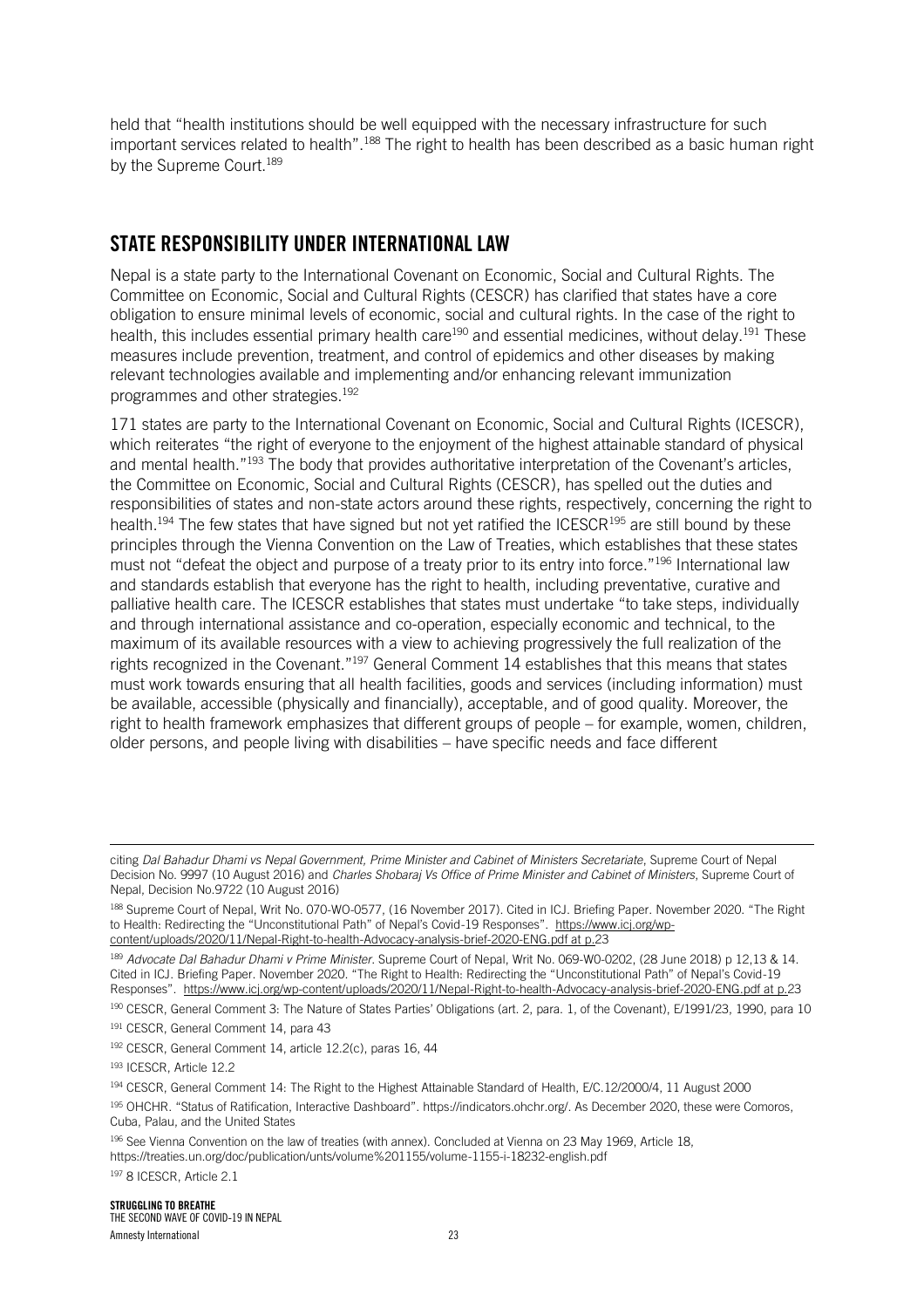held that "health institutions should be well equipped with the necessary infrastructure for such important services related to health".[188] The right to health has been described as a basic human right by the Supreme Court.[189]

## STATE RESPONSIBILITY UNDER INTERNATIONAL LAW

Nepal is a state party to the International Covenant on Economic, Social and Cultural Rights. The Committee on Economic, Social and Cultural Rights (CESCR) has clarified that states have a core obligation to ensure minimal levels of economic, social and cultural rights. In the case of the right to health, this includes essential primary health care[190] and essential medicines, without delay.[191] These measures include prevention, treatment, and control of epidemics and other diseases by making relevant technologies available and implementing and/or enhancing relevant immunization programmes and other strategies.[192]

171 states are party to the International Covenant on Economic, Social and Cultural Rights (ICESCR), which reiterates "the right of everyone to the enjoyment of the highest attainable standard of physical and mental health."[193] The body that provides authoritative interpretation of the Covenant's articles, the Committee on Economic, Social and Cultural Rights (CESCR), has spelled out the duties and responsibilities of states and non-state actors around these rights, respectively, concerning the right to health.[194] The few states that have signed but not yet ratified the ICESCR[195] are still bound by these principles through the Vienna Convention on the Law of Treaties, which establishes that these states must not "defeat the object and purpose of a treaty prior to its entry into force."[196] International law and standards establish that everyone has the right to health, including preventative, curative and palliative health care. The ICESCR establishes that states must undertake "to take steps, individually and through international assistance and co-operation, especially economic and technical, to the maximum of its available resources with a view to achieving progressively the full realization of the rights recognized in the Covenant."[197] General Comment 14 establishes that this means that states must work towards ensuring that all health facilities, goods and services (including information) must be available, accessible (physically and financially), acceptable, and of good quality. Moreover, the right to health framework emphasizes that different groups of people – for example, women, children, older persons, and people living with disabilities – have specific needs and face different

---

citing *Dal Bahadur Dhami vs Nepal Government, Prime Minister and Cabinet of Ministers Secretariate*, Supreme Court of Nepal Decision No. 9997 (10 August 2016) and *Charles Shobaraj Vs Office of Prime Minister and Cabinet of Ministers*, Supreme Court of Nepal, Decision No.9722 (10 August 2016)

[188] Supreme Court of Nepal, Writ No. 070-WO-0577, (16 November 2017). Cited in ICJ. Briefing Paper. November 2020. "The Right to Health: Redirecting the "Unconstitutional Path" of Nepal's Covid-19 Responses". https://www.icj.org/wp-content/uploads/2020/11/Nepal-Right-to-health-Advocacy-analysis-brief-2020-ENG.pdf at p.23

[189] *Advocate Dal Bahadur Dhami v Prime Minister*. Supreme Court of Nepal, Writ No. 069-W0-0202, (28 June 2018) p 12,13 & 14. Cited in ICJ. Briefing Paper. November 2020. "The Right to Health: Redirecting the "Unconstitutional Path" of Nepal's Covid-19 Responses". https://www.icj.org/wp-content/uploads/2020/11/Nepal-Right-to-health-Advocacy-analysis-brief-2020-ENG.pdf at p.23

[190] CESCR, General Comment 3: The Nature of States Parties' Obligations (art. 2, para. 1, of the Covenant), E/1991/23, 1990, para 10

[191] CESCR, General Comment 14, para 43

[192] CESCR, General Comment 14, article 12.2(c), paras 16, 44

[193] ICESCR, Article 12.2

[194] CESCR, General Comment 14: The Right to the Highest Attainable Standard of Health, E/C.12/2000/4, 11 August 2000

[195] OHCHR. "Status of Ratification, Interactive Dashboard". https://indicators.ohchr.org/. As December 2020, these were Comoros, Cuba, Palau, and the United States

[196] See Vienna Convention on the law of treaties (with annex). Concluded at Vienna on 23 May 1969, Article 18, https://treaties.un.org/doc/publication/unts/volume%201155/volume-1155-i-18232-english.pdf

[197] 8 ICESCR, Article 2.1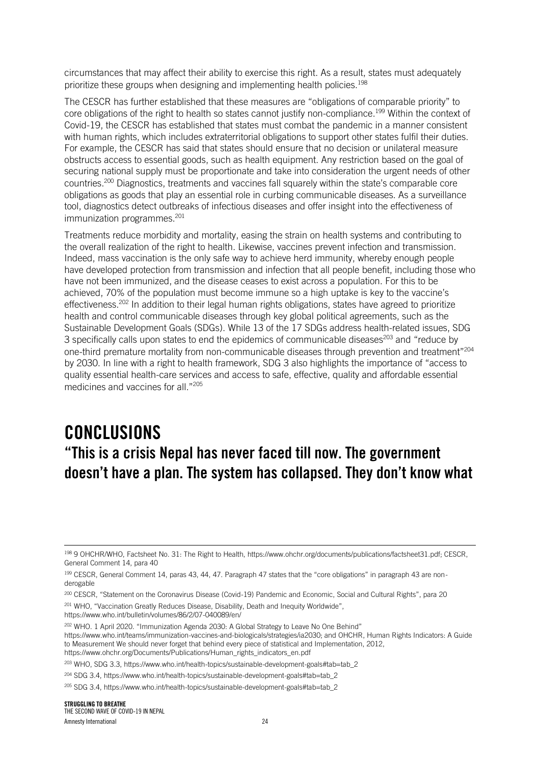circumstances that may affect their ability to exercise this right. As a result, states must adequately prioritize these groups when designing and implementing health policies.[198]

The CESCR has further established that these measures are "obligations of comparable priority" to core obligations of the right to health so states cannot justify non-compliance.[199] Within the context of Covid-19, the CESCR has established that states must combat the pandemic in a manner consistent with human rights, which includes extraterritorial obligations to support other states fulfil their duties. For example, the CESCR has said that states should ensure that no decision or unilateral measure obstructs access to essential goods, such as health equipment. Any restriction based on the goal of securing national supply must be proportionate and take into consideration the urgent needs of other countries.[200] Diagnostics, treatments and vaccines fall squarely within the state's comparable core obligations as goods that play an essential role in curbing communicable diseases. As a surveillance tool, diagnostics detect outbreaks of infectious diseases and offer insight into the effectiveness of immunization programmes.[201]

Treatments reduce morbidity and mortality, easing the strain on health systems and contributing to the overall realization of the right to health. Likewise, vaccines prevent infection and transmission. Indeed, mass vaccination is the only safe way to achieve herd immunity, whereby enough people have developed protection from transmission and infection that all people benefit, including those who have not been immunized, and the disease ceases to exist across a population. For this to be achieved, 70% of the population must become immune so a high uptake is key to the vaccine's effectiveness.[202] In addition to their legal human rights obligations, states have agreed to prioritize health and control communicable diseases through key global political agreements, such as the Sustainable Development Goals (SDGs). While 13 of the 17 SDGs address health-related issues, SDG 3 specifically calls upon states to end the epidemics of communicable diseases[203] and "reduce by one-third premature mortality from non-communicable diseases through prevention and treatment"[204] by 2030. In line with a right to health framework, SDG 3 also highlights the importance of "access to quality essential health-care services and access to safe, effective, quality and affordable essential medicines and vaccines for all."[205]

# CONCLUSIONS

## "This is a crisis Nepal has never faced till now. The government doesn't have a plan. The system has collapsed. They don't know what

---

[198] 9 OHCHR/WHO, Factsheet No. 31: The Right to Health, https://www.ohchr.org/documents/publications/factsheet31.pdf; CESCR, General Comment 14, para 40

[199] CESCR, General Comment 14, paras 43, 44, 47. Paragraph 47 states that the "core obligations" in paragraph 43 are non-derogable

[200] CESCR, "Statement on the Coronavirus Disease (Covid-19) Pandemic and Economic, Social and Cultural Rights", para 20

[201] WHO, "Vaccination Greatly Reduces Disease, Disability, Death and Inequity Worldwide", https://www.who.int/bulletin/volumes/86/2/07-040089/en/

[202] WHO. 1 April 2020. "Immunization Agenda 2030: A Global Strategy to Leave No One Behind" https://www.who.int/teams/immunization-vaccines-and-biologicals/strategies/ia2030; and OHCHR, Human Rights Indicators: A Guide to Measurement We should never forget that behind every piece of statistical and Implementation, 2012, https://www.ohchr.org/Documents/Publications/Human_rights_indicators_en.pdf

[203] WHO, SDG 3.3, https://www.who.int/health-topics/sustainable-development-goals#tab=tab_2

[204] SDG 3.4, https://www.who.int/health-topics/sustainable-development-goals#tab=tab_2

[205] SDG 3.4, https://www.who.int/health-topics/sustainable-development-goals#tab=tab_2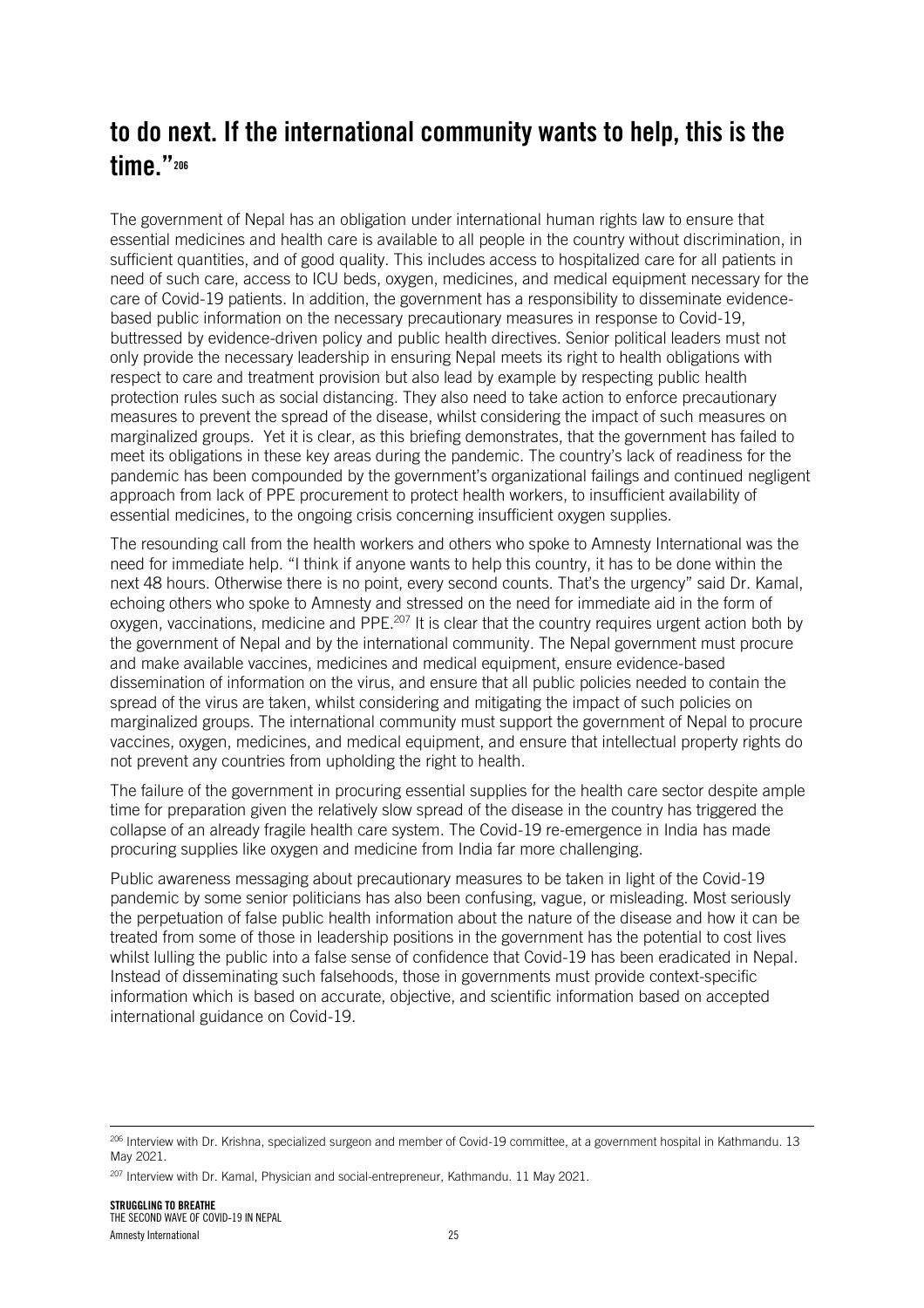**to do next. If the international community wants to help, this is the time."[206]**

The government of Nepal has an obligation under international human rights law to ensure that essential medicines and health care is available to all people in the country without discrimination, in sufficient quantities, and of good quality. This includes access to hospitalized care for all patients in need of such care, access to ICU beds, oxygen, medicines, and medical equipment necessary for the care of Covid-19 patients. In addition, the government has a responsibility to disseminate evidence-based public information on the necessary precautionary measures in response to Covid-19, buttressed by evidence-driven policy and public health directives. Senior political leaders must not only provide the necessary leadership in ensuring Nepal meets its right to health obligations with respect to care and treatment provision but also lead by example by respecting public health protection rules such as social distancing. They also need to take action to enforce precautionary measures to prevent the spread of the disease, whilst considering the impact of such measures on marginalized groups. Yet it is clear, as this briefing demonstrates, that the government has failed to meet its obligations in these key areas during the pandemic. The country's lack of readiness for the pandemic has been compounded by the government's organizational failings and continued negligent approach from lack of PPE procurement to protect health workers, to insufficient availability of essential medicines, to the ongoing crisis concerning insufficient oxygen supplies.

The resounding call from the health workers and others who spoke to Amnesty International was the need for immediate help. "I think if anyone wants to help this country, it has to be done within the next 48 hours. Otherwise there is no point, every second counts. That's the urgency" said Dr. Kamal, echoing others who spoke to Amnesty and stressed on the need for immediate aid in the form of oxygen, vaccinations, medicine and PPE.[207] It is clear that the country requires urgent action both by the government of Nepal and by the international community. The Nepal government must procure and make available vaccines, medicines and medical equipment, ensure evidence-based dissemination of information on the virus, and ensure that all public policies needed to contain the spread of the virus are taken, whilst considering and mitigating the impact of such policies on marginalized groups. The international community must support the government of Nepal to procure vaccines, oxygen, medicines, and medical equipment, and ensure that intellectual property rights do not prevent any countries from upholding the right to health.

The failure of the government in procuring essential supplies for the health care sector despite ample time for preparation given the relatively slow spread of the disease in the country has triggered the collapse of an already fragile health care system. The Covid-19 re-emergence in India has made procuring supplies like oxygen and medicine from India far more challenging.

Public awareness messaging about precautionary measures to be taken in light of the Covid-19 pandemic by some senior politicians has also been confusing, vague, or misleading. Most seriously the perpetuation of false public health information about the nature of the disease and how it can be treated from some of those in leadership positions in the government has the potential to cost lives whilst lulling the public into a false sense of confidence that Covid-19 has been eradicated in Nepal. Instead of disseminating such falsehoods, those in governments must provide context-specific information which is based on accurate, objective, and scientific information based on accepted international guidance on Covid-19.

---

[206] Interview with Dr. Krishna, specialized surgeon and member of Covid-19 committee, at a government hospital in Kathmandu. 13 May 2021.

[207] Interview with Dr. Kamal, Physician and social-entrepreneur, Kathmandu. 11 May 2021.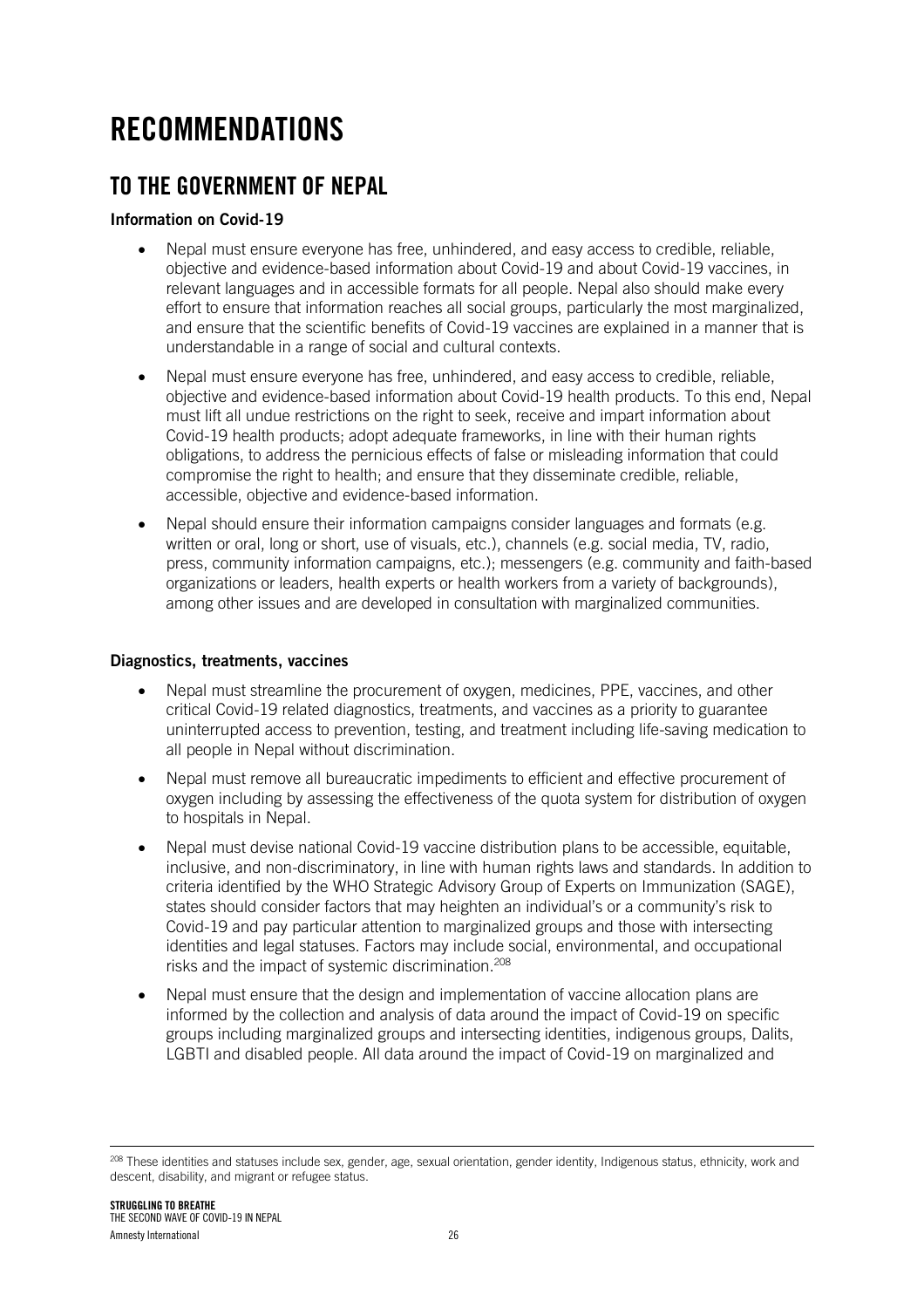# RECOMMENDATIONS

## TO THE GOVERNMENT OF NEPAL

**Information on Covid-19**

- Nepal must ensure everyone has free, unhindered, and easy access to credible, reliable, objective and evidence-based information about Covid-19 and about Covid-19 vaccines, in relevant languages and in accessible formats for all people. Nepal also should make every effort to ensure that information reaches all social groups, particularly the most marginalized, and ensure that the scientific benefits of Covid-19 vaccines are explained in a manner that is understandable in a range of social and cultural contexts.
- Nepal must ensure everyone has free, unhindered, and easy access to credible, reliable, objective and evidence-based information about Covid-19 health products. To this end, Nepal must lift all undue restrictions on the right to seek, receive and impart information about Covid-19 health products; adopt adequate frameworks, in line with their human rights obligations, to address the pernicious effects of false or misleading information that could compromise the right to health; and ensure that they disseminate credible, reliable, accessible, objective and evidence-based information.
- Nepal should ensure their information campaigns consider languages and formats (e.g. written or oral, long or short, use of visuals, etc.), channels (e.g. social media, TV, radio, press, community information campaigns, etc.); messengers (e.g. community and faith-based organizations or leaders, health experts or health workers from a variety of backgrounds), among other issues and are developed in consultation with marginalized communities.

**Diagnostics, treatments, vaccines**

- Nepal must streamline the procurement of oxygen, medicines, PPE, vaccines, and other critical Covid-19 related diagnostics, treatments, and vaccines as a priority to guarantee uninterrupted access to prevention, testing, and treatment including life-saving medication to all people in Nepal without discrimination.
- Nepal must remove all bureaucratic impediments to efficient and effective procurement of oxygen including by assessing the effectiveness of the quota system for distribution of oxygen to hospitals in Nepal.
- Nepal must devise national Covid-19 vaccine distribution plans to be accessible, equitable, inclusive, and non-discriminatory, in line with human rights laws and standards. In addition to criteria identified by the WHO Strategic Advisory Group of Experts on Immunization (SAGE), states should consider factors that may heighten an individual's or a community's risk to Covid-19 and pay particular attention to marginalized groups and those with intersecting identities and legal statuses. Factors may include social, environmental, and occupational risks and the impact of systemic discrimination.[208]
- Nepal must ensure that the design and implementation of vaccine allocation plans are informed by the collection and analysis of data around the impact of Covid-19 on specific groups including marginalized groups and intersecting identities, indigenous groups, Dalits, LGBTI and disabled people. All data around the impact of Covid-19 on marginalized and

[208] These identities and statuses include sex, gender, age, sexual orientation, gender identity, Indigenous status, ethnicity, work and descent, disability, and migrant or refugee status.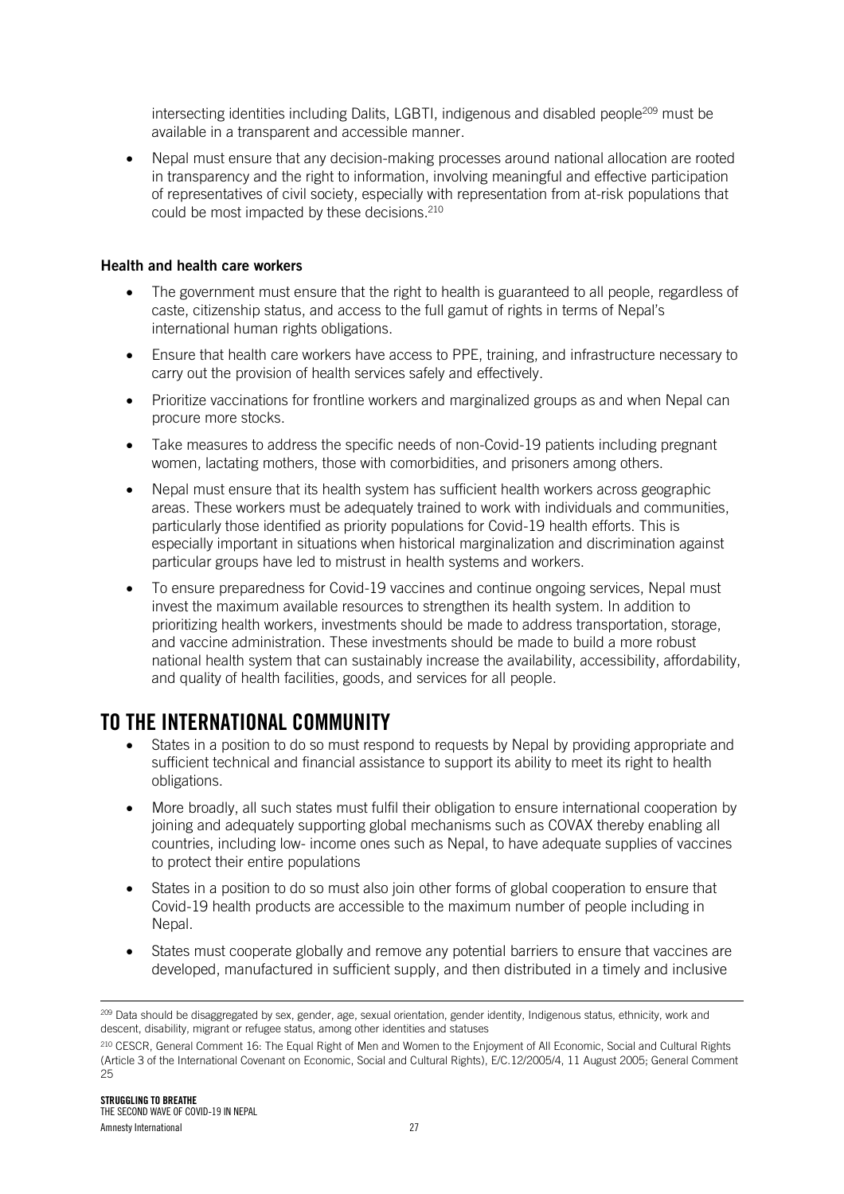intersecting identities including Dalits, LGBTI, indigenous and disabled people[209] must be available in a transparent and accessible manner.

- Nepal must ensure that any decision-making processes around national allocation are rooted in transparency and the right to information, involving meaningful and effective participation of representatives of civil society, especially with representation from at-risk populations that could be most impacted by these decisions.[210]

**Health and health care workers**

- The government must ensure that the right to health is guaranteed to all people, regardless of caste, citizenship status, and access to the full gamut of rights in terms of Nepal's international human rights obligations.
- Ensure that health care workers have access to PPE, training, and infrastructure necessary to carry out the provision of health services safely and effectively.
- Prioritize vaccinations for frontline workers and marginalized groups as and when Nepal can procure more stocks.
- Take measures to address the specific needs of non-Covid-19 patients including pregnant women, lactating mothers, those with comorbidities, and prisoners among others.
- Nepal must ensure that its health system has sufficient health workers across geographic areas. These workers must be adequately trained to work with individuals and communities, particularly those identified as priority populations for Covid-19 health efforts. This is especially important in situations when historical marginalization and discrimination against particular groups have led to mistrust in health systems and workers.
- To ensure preparedness for Covid-19 vaccines and continue ongoing services, Nepal must invest the maximum available resources to strengthen its health system. In addition to prioritizing health workers, investments should be made to address transportation, storage, and vaccine administration. These investments should be made to build a more robust national health system that can sustainably increase the availability, accessibility, affordability, and quality of health facilities, goods, and services for all people.

## TO THE INTERNATIONAL COMMUNITY

- States in a position to do so must respond to requests by Nepal by providing appropriate and sufficient technical and financial assistance to support its ability to meet its right to health obligations.
- More broadly, all such states must fulfil their obligation to ensure international cooperation by joining and adequately supporting global mechanisms such as COVAX thereby enabling all countries, including low- income ones such as Nepal, to have adequate supplies of vaccines to protect their entire populations
- States in a position to do so must also join other forms of global cooperation to ensure that Covid-19 health products are accessible to the maximum number of people including in Nepal.
- States must cooperate globally and remove any potential barriers to ensure that vaccines are developed, manufactured in sufficient supply, and then distributed in a timely and inclusive

[209] Data should be disaggregated by sex, gender, age, sexual orientation, gender identity, Indigenous status, ethnicity, work and descent, disability, migrant or refugee status, among other identities and statuses

[210] CESCR, General Comment 16: The Equal Right of Men and Women to the Enjoyment of All Economic, Social and Cultural Rights (Article 3 of the International Covenant on Economic, Social and Cultural Rights), E/C.12/2005/4, 11 August 2005; General Comment 25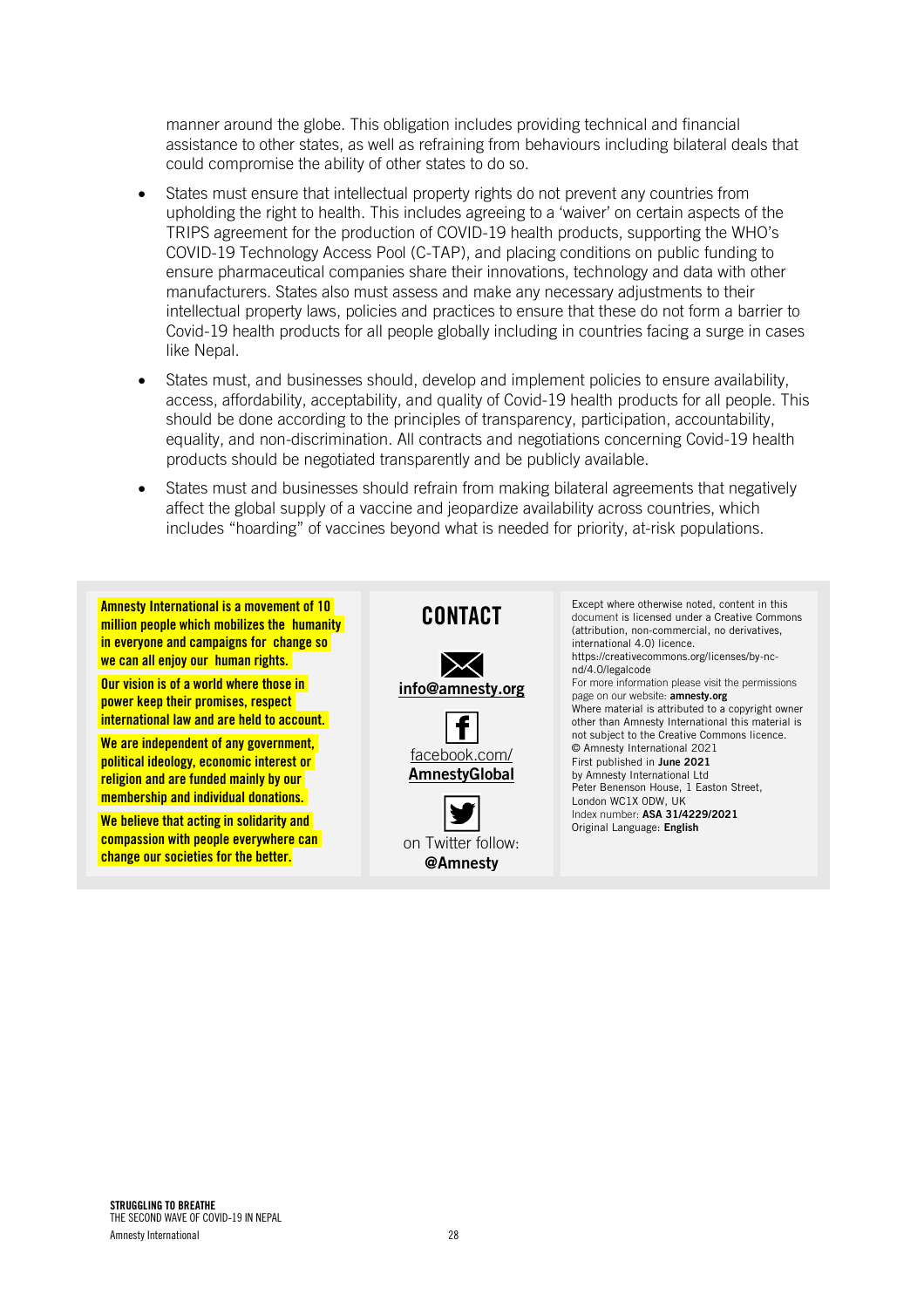manner around the globe. This obligation includes providing technical and financial assistance to other states, as well as refraining from behaviours including bilateral deals that could compromise the ability of other states to do so.

- States must ensure that intellectual property rights do not prevent any countries from upholding the right to health. This includes agreeing to a 'waiver' on certain aspects of the TRIPS agreement for the production of COVID-19 health products, supporting the WHO's COVID-19 Technology Access Pool (C-TAP), and placing conditions on public funding to ensure pharmaceutical companies share their innovations, technology and data with other manufacturers. States also must assess and make any necessary adjustments to their intellectual property laws, policies and practices to ensure that these do not form a barrier to Covid-19 health products for all people globally including in countries facing a surge in cases like Nepal.
- States must, and businesses should, develop and implement policies to ensure availability, access, affordability, acceptability, and quality of Covid-19 health products for all people. This should be done according to the principles of transparency, participation, accountability, equality, and non-discrimination. All contracts and negotiations concerning Covid-19 health products should be negotiated transparently and be publicly available.
- States must and businesses should refrain from making bilateral agreements that negatively affect the global supply of a vaccine and jeopardize availability across countries, which includes "hoarding" of vaccines beyond what is needed for priority, at-risk populations.

**Amnesty International is a movement of 10 million people which mobilizes the humanity in everyone and campaigns for change so we can all enjoy our human rights.**

**Our vision is of a world where those in power keep their promises, respect international law and are held to account.**

**We are independent of any government, political ideology, economic interest or religion and are funded mainly by our membership and individual donations.**

**We believe that acting in solidarity and compassion with people everywhere can change our societies for the better.**

## CONTACT

**info@amnesty.org**

facebook.com/**AmnestyGlobal**

on Twitter follow: **@Amnesty**

Except where otherwise noted, content in this document is licensed under a Creative Commons (attribution, non-commercial, no derivatives, international 4.0) licence.
https://creativecommons.org/licenses/by-nc-nd/4.0/legalcode
For more information please visit the permissions page on our website: **amnesty.org**
Where material is attributed to a copyright owner other than Amnesty International this material is not subject to the Creative Commons licence.
© Amnesty International 2021
First published in **June 2021**
by Amnesty International Ltd
Peter Benenson House, 1 Easton Street, London WC1X 0DW, UK
Index number: **ASA 31/4229/2021**
Original Language: **English**